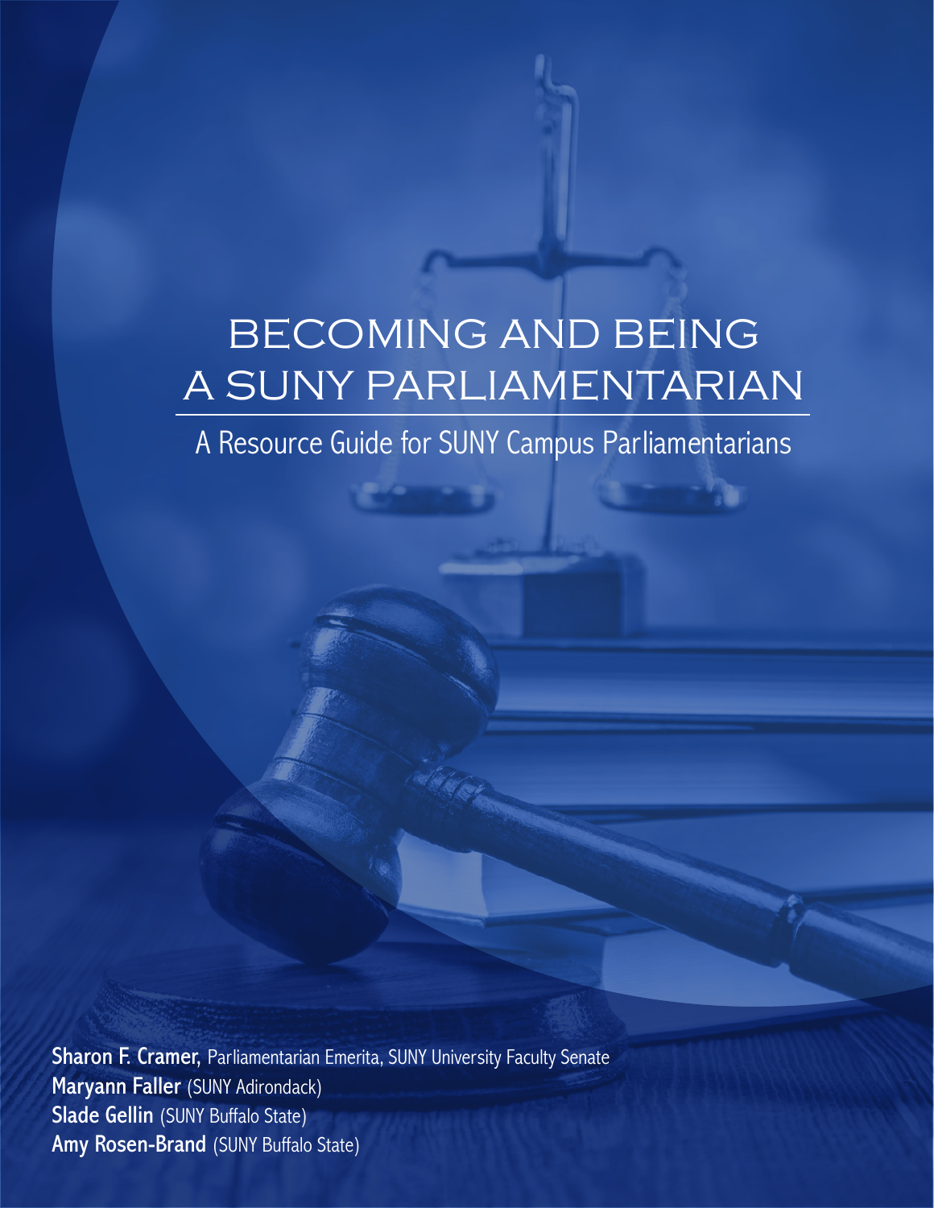# BECOMING AND BEING A SUNY PARLIAMENTARIAN

## A Resource Guide for SUNY Campus Parliamentarians

**Sharon F. Cramer,** Parliamentarian Emerita, SUNY University Faculty Senate
**Maryann Faller** (SUNY Adirondack)
**Slade Gellin** (SUNY Buffalo State)
**Amy Rosen-Brand** (SUNY Buffalo State)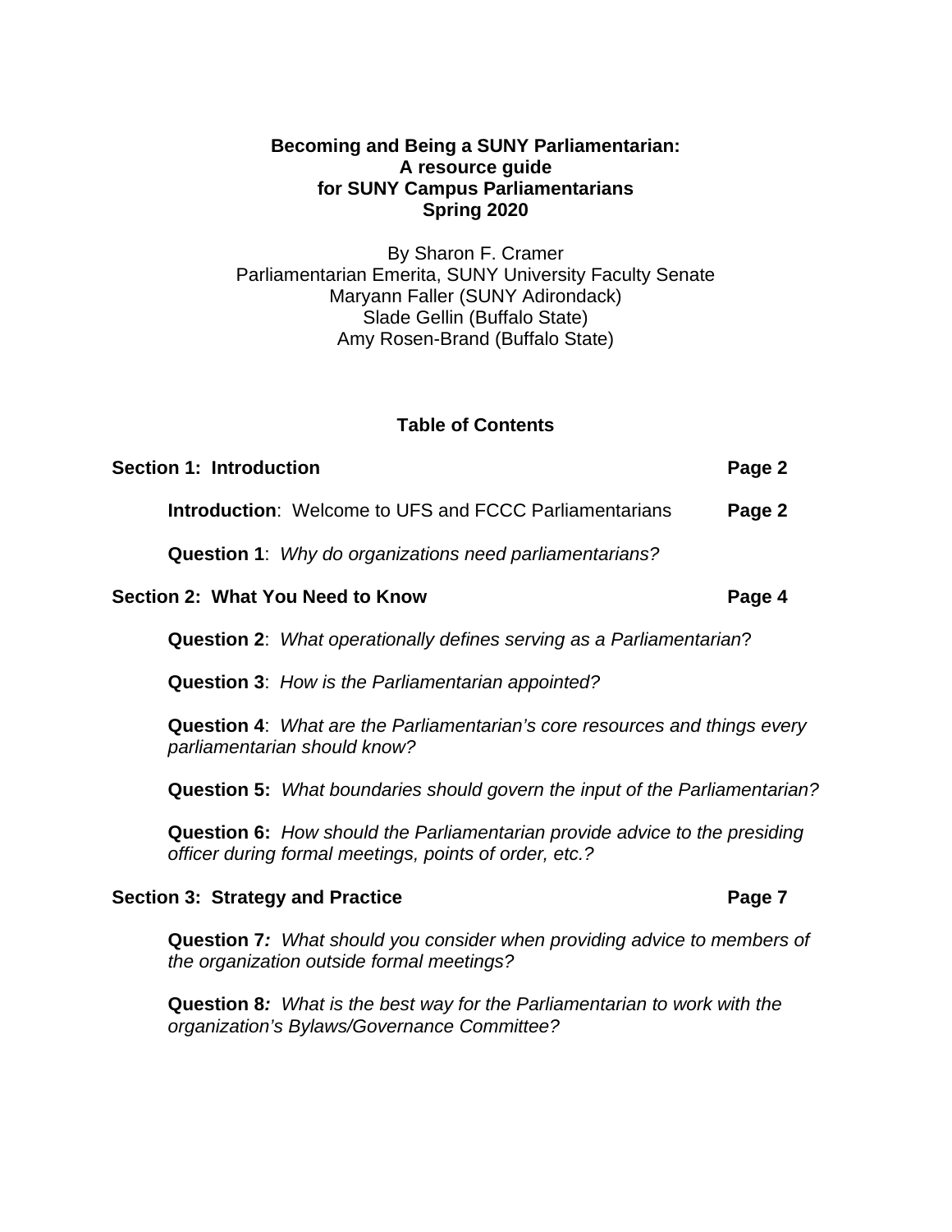**Becoming and Being a SUNY Parliamentarian:**
**A resource guide**
**for SUNY Campus Parliamentarians**
**Spring 2020**

By Sharon F. Cramer
Parliamentarian Emerita, SUNY University Faculty Senate
Maryann Faller (SUNY Adirondack)
Slade Gellin (Buffalo State)
Amy Rosen-Brand (Buffalo State)

## Table of Contents

**Section 1: Introduction** **Page 2**

**Introduction**: Welcome to UFS and FCCC Parliamentarians **Page 2**

**Question 1**: *Why do organizations need parliamentarians?*

**Section 2: What You Need to Know** **Page 4**

**Question 2**: *What operationally defines serving as a Parliamentarian*?

**Question 3**: *How is the Parliamentarian appointed?*

**Question 4**: *What are the Parliamentarian's core resources and things every parliamentarian should know?*

**Question 5:** *What boundaries should govern the input of the Parliamentarian?*

**Question 6:** *How should the Parliamentarian provide advice to the presiding officer during formal meetings, points of order, etc.?*

**Section 3: Strategy and Practice** **Page 7**

**Question 7***:* *What should you consider when providing advice to members of the organization outside formal meetings?*

**Question 8***:* *What is the best way for the Parliamentarian to work with the organization's Bylaws/Governance Committee?*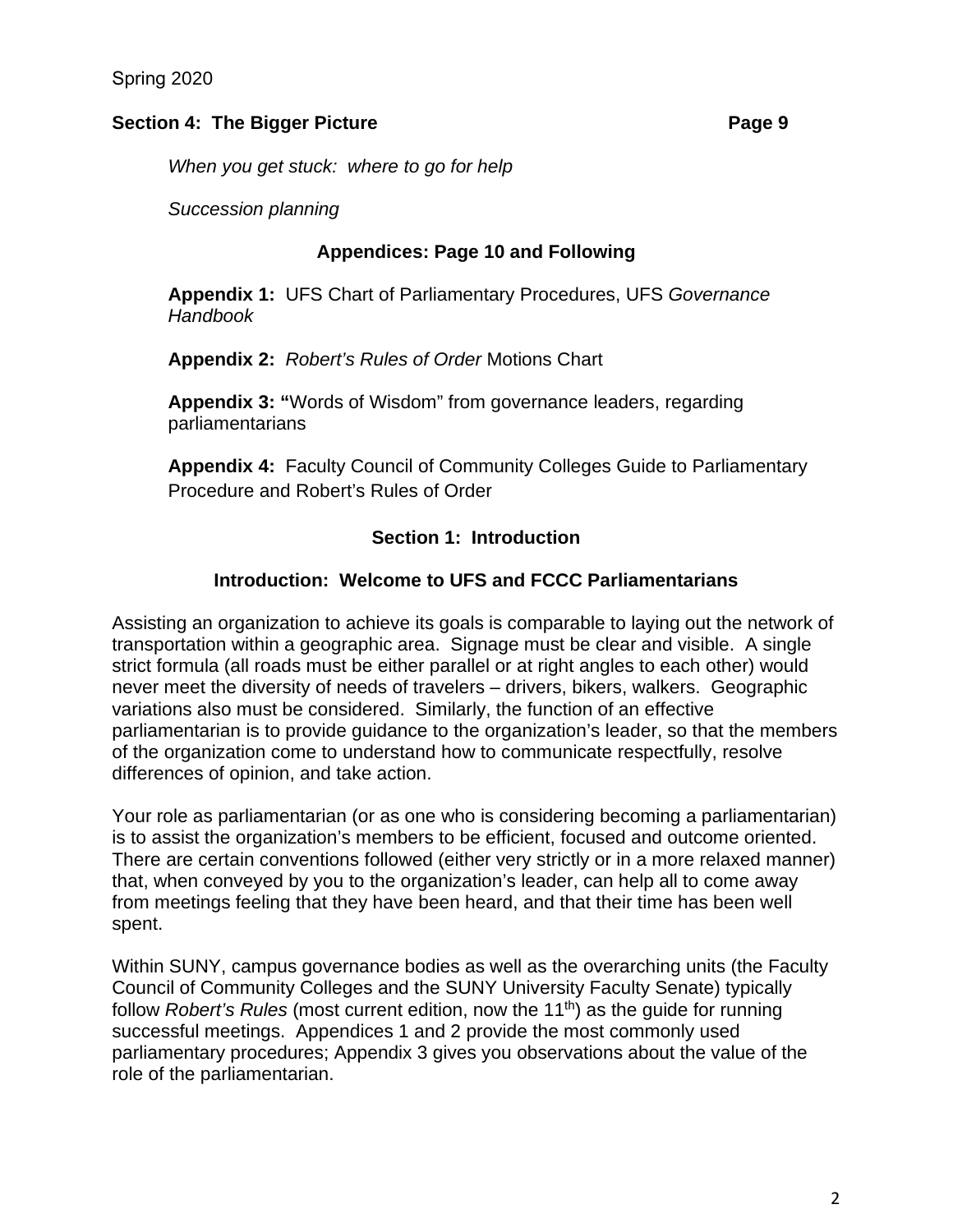**Section 4: The Bigger Picture** **Page 9**

*When you get stuck: where to go for help*

*Succession planning*

### Appendices: Page 10 and Following

**Appendix 1:** UFS Chart of Parliamentary Procedures, UFS *Governance Handbook*

**Appendix 2:** *Robert's Rules of Order* Motions Chart

**Appendix 3: "**Words of Wisdom" from governance leaders, regarding parliamentarians

**Appendix 4:** Faculty Council of Community Colleges Guide to Parliamentary Procedure and Robert's Rules of Order

## Section 1: Introduction

### Introduction: Welcome to UFS and FCCC Parliamentarians

Assisting an organization to achieve its goals is comparable to laying out the network of transportation within a geographic area. Signage must be clear and visible. A single strict formula (all roads must be either parallel or at right angles to each other) would never meet the diversity of needs of travelers – drivers, bikers, walkers. Geographic variations also must be considered. Similarly, the function of an effective parliamentarian is to provide guidance to the organization's leader, so that the members of the organization come to understand how to communicate respectfully, resolve differences of opinion, and take action.

Your role as parliamentarian (or as one who is considering becoming a parliamentarian) is to assist the organization's members to be efficient, focused and outcome oriented. There are certain conventions followed (either very strictly or in a more relaxed manner) that, when conveyed by you to the organization's leader, can help all to come away from meetings feeling that they have been heard, and that their time has been well spent.

Within SUNY, campus governance bodies as well as the overarching units (the Faculty Council of Community Colleges and the SUNY University Faculty Senate) typically follow *Robert's Rules* (most current edition, now the 11th) as the guide for running successful meetings. Appendices 1 and 2 provide the most commonly used parliamentary procedures; Appendix 3 gives you observations about the value of the role of the parliamentarian.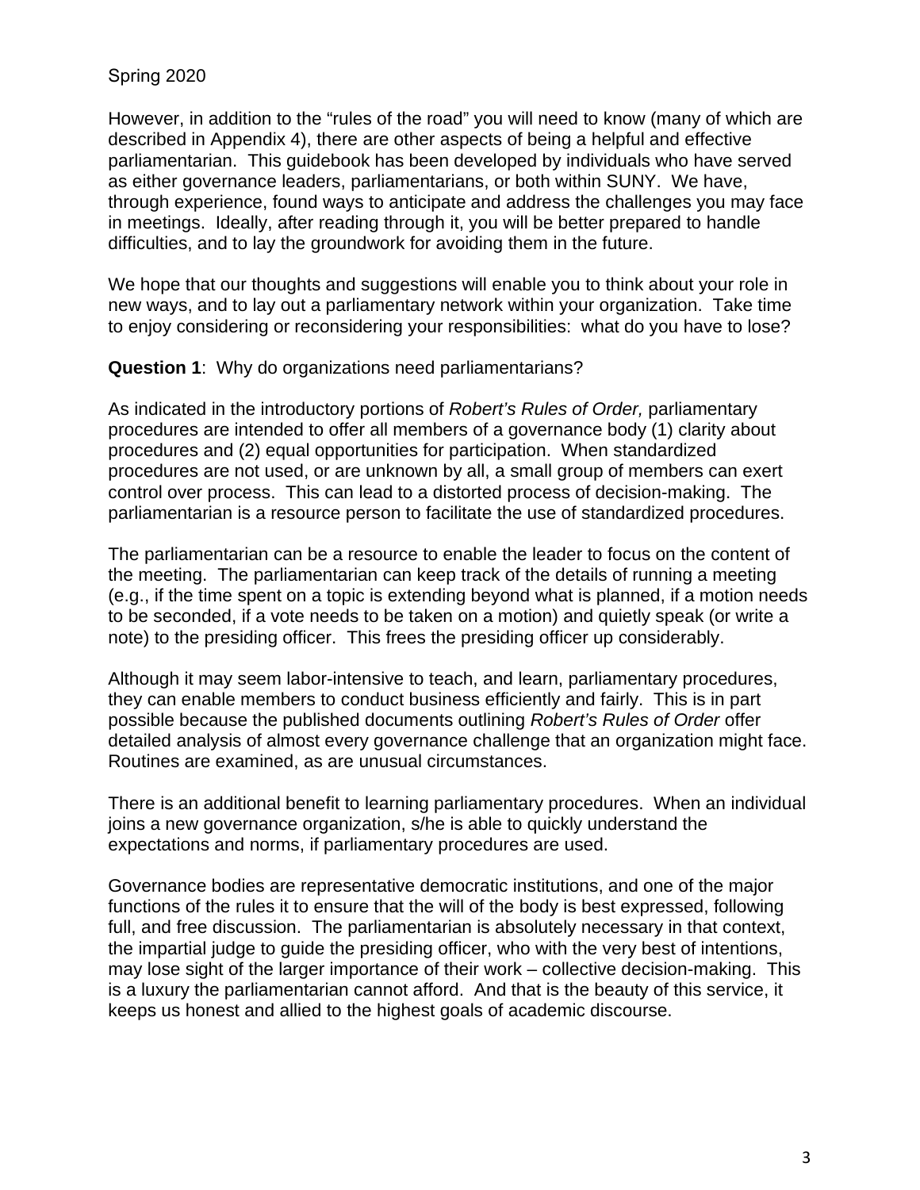However, in addition to the "rules of the road" you will need to know (many of which are described in Appendix 4), there are other aspects of being a helpful and effective parliamentarian. This guidebook has been developed by individuals who have served as either governance leaders, parliamentarians, or both within SUNY. We have, through experience, found ways to anticipate and address the challenges you may face in meetings. Ideally, after reading through it, you will be better prepared to handle difficulties, and to lay the groundwork for avoiding them in the future.

We hope that our thoughts and suggestions will enable you to think about your role in new ways, and to lay out a parliamentary network within your organization. Take time to enjoy considering or reconsidering your responsibilities: what do you have to lose?

**Question 1**: Why do organizations need parliamentarians?

As indicated in the introductory portions of *Robert's Rules of Order,* parliamentary procedures are intended to offer all members of a governance body (1) clarity about procedures and (2) equal opportunities for participation. When standardized procedures are not used, or are unknown by all, a small group of members can exert control over process. This can lead to a distorted process of decision-making. The parliamentarian is a resource person to facilitate the use of standardized procedures.

The parliamentarian can be a resource to enable the leader to focus on the content of the meeting. The parliamentarian can keep track of the details of running a meeting (e.g., if the time spent on a topic is extending beyond what is planned, if a motion needs to be seconded, if a vote needs to be taken on a motion) and quietly speak (or write a note) to the presiding officer. This frees the presiding officer up considerably.

Although it may seem labor-intensive to teach, and learn, parliamentary procedures, they can enable members to conduct business efficiently and fairly. This is in part possible because the published documents outlining *Robert's Rules of Order* offer detailed analysis of almost every governance challenge that an organization might face. Routines are examined, as are unusual circumstances.

There is an additional benefit to learning parliamentary procedures. When an individual joins a new governance organization, s/he is able to quickly understand the expectations and norms, if parliamentary procedures are used.

Governance bodies are representative democratic institutions, and one of the major functions of the rules it to ensure that the will of the body is best expressed, following full, and free discussion. The parliamentarian is absolutely necessary in that context, the impartial judge to guide the presiding officer, who with the very best of intentions, may lose sight of the larger importance of their work – collective decision-making. This is a luxury the parliamentarian cannot afford. And that is the beauty of this service, it keeps us honest and allied to the highest goals of academic discourse.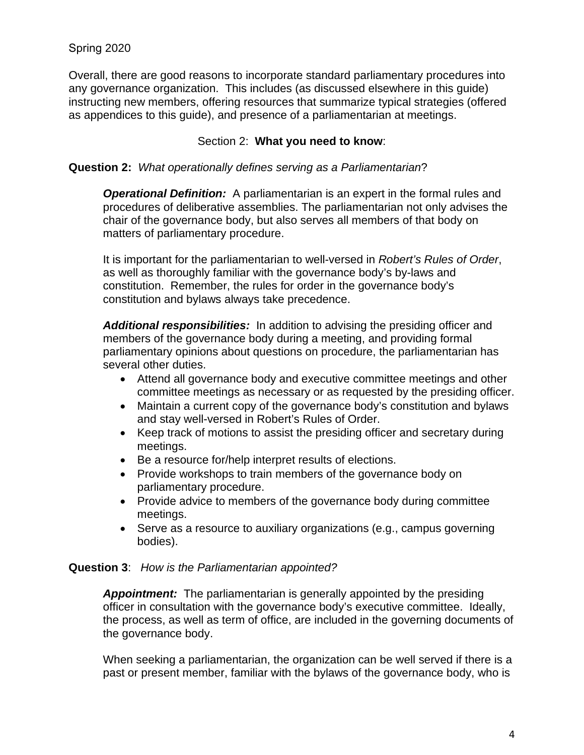Spring 2020

Overall, there are good reasons to incorporate standard parliamentary procedures into any governance organization. This includes (as discussed elsewhere in this guide) instructing new members, offering resources that summarize typical strategies (offered as appendices to this guide), and presence of a parliamentarian at meetings.

## Section 2: **What you need to know**:

**Question 2:** *What operationally defines serving as a Parliamentarian*?

***Operational Definition:*** A parliamentarian is an expert in the formal rules and procedures of deliberative assemblies. The parliamentarian not only advises the chair of the governance body, but also serves all members of that body on matters of parliamentary procedure.

It is important for the parliamentarian to well-versed in *Robert's Rules of Order*, as well as thoroughly familiar with the governance body's by-laws and constitution. Remember, the rules for order in the governance body's constitution and bylaws always take precedence.

***Additional responsibilities:*** In addition to advising the presiding officer and members of the governance body during a meeting, and providing formal parliamentary opinions about questions on procedure, the parliamentarian has several other duties.

- Attend all governance body and executive committee meetings and other committee meetings as necessary or as requested by the presiding officer.
- Maintain a current copy of the governance body's constitution and bylaws and stay well-versed in Robert's Rules of Order.
- Keep track of motions to assist the presiding officer and secretary during meetings.
- Be a resource for/help interpret results of elections.
- Provide workshops to train members of the governance body on parliamentary procedure.
- Provide advice to members of the governance body during committee meetings.
- Serve as a resource to auxiliary organizations (e.g., campus governing bodies).

**Question 3**: *How is the Parliamentarian appointed?*

***Appointment:*** The parliamentarian is generally appointed by the presiding officer in consultation with the governance body's executive committee. Ideally, the process, as well as term of office, are included in the governing documents of the governance body.

When seeking a parliamentarian, the organization can be well served if there is a past or present member, familiar with the bylaws of the governance body, who is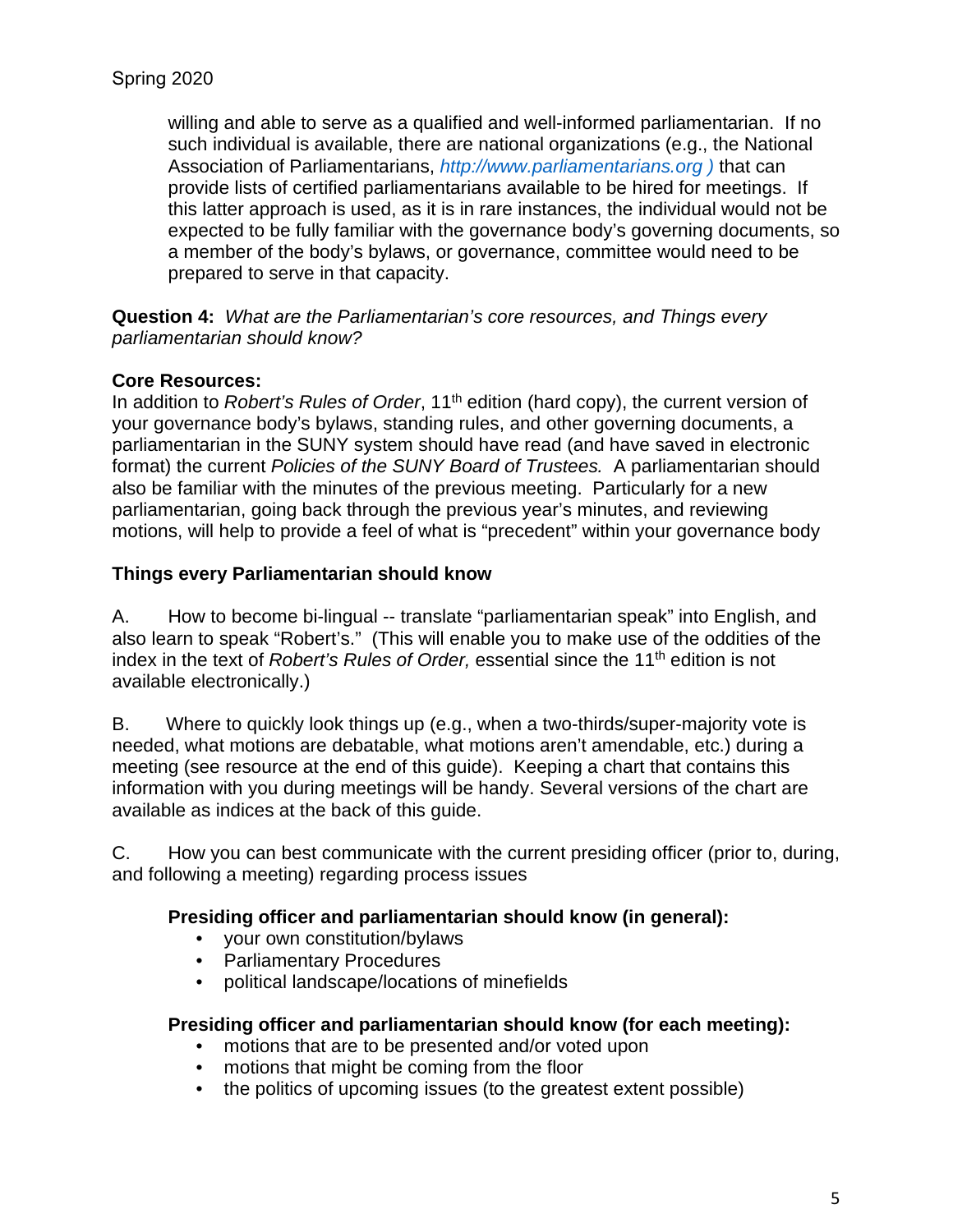willing and able to serve as a qualified and well-informed parliamentarian. If no such individual is available, there are national organizations (e.g., the National Association of Parliamentarians, *http://www.parliamentarians.org )* that can provide lists of certified parliamentarians available to be hired for meetings. If this latter approach is used, as it is in rare instances, the individual would not be expected to be fully familiar with the governance body's governing documents, so a member of the body's bylaws, or governance, committee would need to be prepared to serve in that capacity.

**Question 4:** *What are the Parliamentarian's core resources, and Things every parliamentarian should know?*

**Core Resources:**

In addition to *Robert's Rules of Order*, 11th edition (hard copy), the current version of your governance body's bylaws, standing rules, and other governing documents, a parliamentarian in the SUNY system should have read (and have saved in electronic format) the current *Policies of the SUNY Board of Trustees.* A parliamentarian should also be familiar with the minutes of the previous meeting. Particularly for a new parliamentarian, going back through the previous year's minutes, and reviewing motions, will help to provide a feel of what is "precedent" within your governance body

**Things every Parliamentarian should know**

A. How to become bi-lingual -- translate "parliamentarian speak" into English, and also learn to speak "Robert's." (This will enable you to make use of the oddities of the index in the text of *Robert's Rules of Order,* essential since the 11th edition is not available electronically.)

B. Where to quickly look things up (e.g., when a two-thirds/super-majority vote is needed, what motions are debatable, what motions aren't amendable, etc.) during a meeting (see resource at the end of this guide). Keeping a chart that contains this information with you during meetings will be handy. Several versions of the chart are available as indices at the back of this guide.

C. How you can best communicate with the current presiding officer (prior to, during, and following a meeting) regarding process issues

**Presiding officer and parliamentarian should know (in general):**

- your own constitution/bylaws
- Parliamentary Procedures
- political landscape/locations of minefields

**Presiding officer and parliamentarian should know (for each meeting):**

- motions that are to be presented and/or voted upon
- motions that might be coming from the floor
- the politics of upcoming issues (to the greatest extent possible)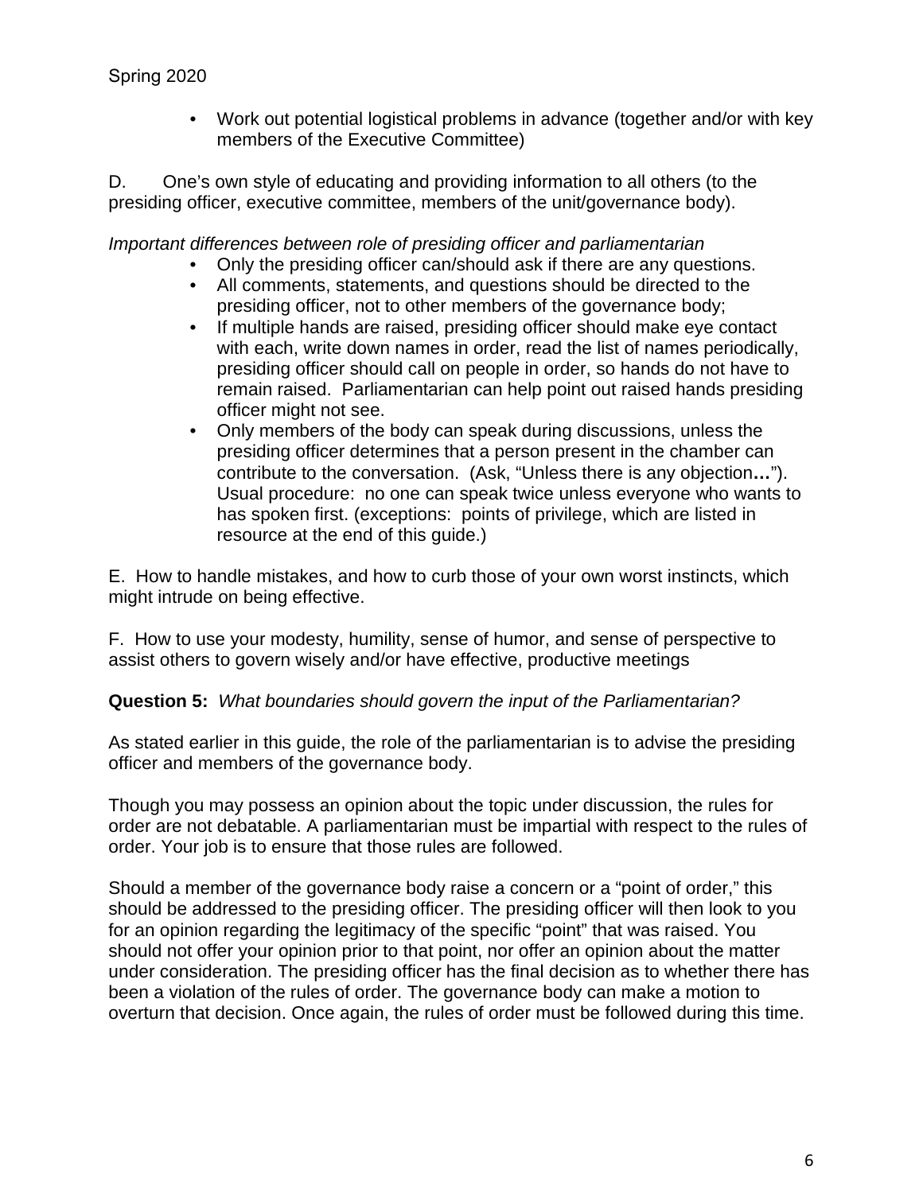- Work out potential logistical problems in advance (together and/or with key members of the Executive Committee)

D. One's own style of educating and providing information to all others (to the presiding officer, executive committee, members of the unit/governance body).

*Important differences between role of presiding officer and parliamentarian*

- Only the presiding officer can/should ask if there are any questions.
- All comments, statements, and questions should be directed to the presiding officer, not to other members of the governance body;
- If multiple hands are raised, presiding officer should make eye contact with each, write down names in order, read the list of names periodically, presiding officer should call on people in order, so hands do not have to remain raised. Parliamentarian can help point out raised hands presiding officer might not see.
- Only members of the body can speak during discussions, unless the presiding officer determines that a person present in the chamber can contribute to the conversation. (Ask, "Unless there is any objection**…**"). Usual procedure: no one can speak twice unless everyone who wants to has spoken first. (exceptions: points of privilege, which are listed in resource at the end of this guide.)

E. How to handle mistakes, and how to curb those of your own worst instincts, which might intrude on being effective.

F. How to use your modesty, humility, sense of humor, and sense of perspective to assist others to govern wisely and/or have effective, productive meetings

**Question 5:** *What boundaries should govern the input of the Parliamentarian?*

As stated earlier in this guide, the role of the parliamentarian is to advise the presiding officer and members of the governance body.

Though you may possess an opinion about the topic under discussion, the rules for order are not debatable. A parliamentarian must be impartial with respect to the rules of order. Your job is to ensure that those rules are followed.

Should a member of the governance body raise a concern or a "point of order," this should be addressed to the presiding officer. The presiding officer will then look to you for an opinion regarding the legitimacy of the specific "point" that was raised. You should not offer your opinion prior to that point, nor offer an opinion about the matter under consideration. The presiding officer has the final decision as to whether there has been a violation of the rules of order. The governance body can make a motion to overturn that decision. Once again, the rules of order must be followed during this time.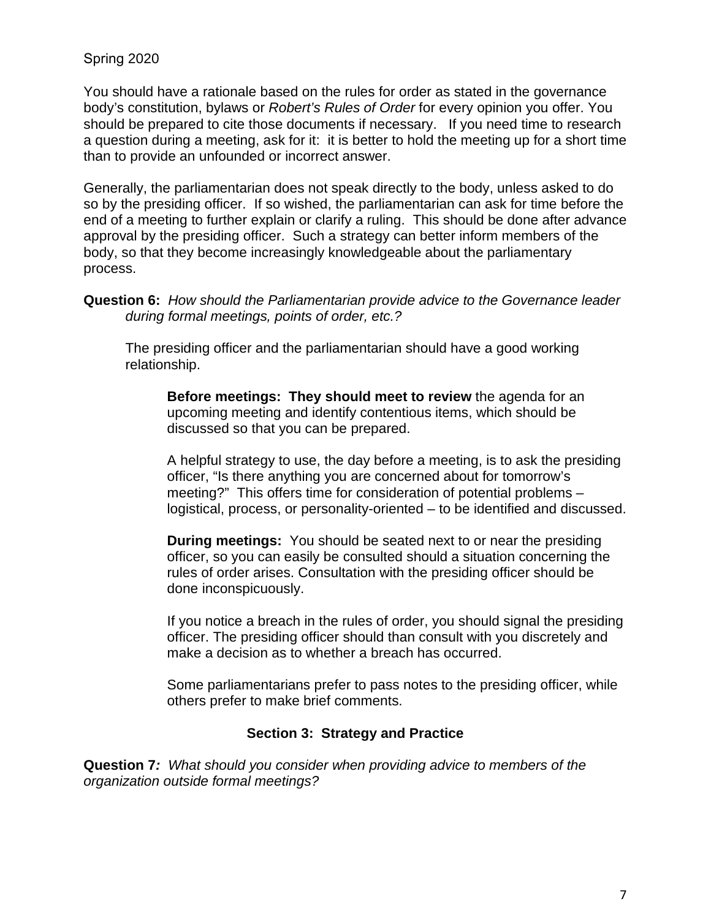Spring 2020

You should have a rationale based on the rules for order as stated in the governance body's constitution, bylaws or *Robert's Rules of Order* for every opinion you offer. You should be prepared to cite those documents if necessary. If you need time to research a question during a meeting, ask for it: it is better to hold the meeting up for a short time than to provide an unfounded or incorrect answer.

Generally, the parliamentarian does not speak directly to the body, unless asked to do so by the presiding officer. If so wished, the parliamentarian can ask for time before the end of a meeting to further explain or clarify a ruling. This should be done after advance approval by the presiding officer. Such a strategy can better inform members of the body, so that they become increasingly knowledgeable about the parliamentary process.

**Question 6:** *How should the Parliamentarian provide advice to the Governance leader during formal meetings, points of order, etc.?*

The presiding officer and the parliamentarian should have a good working relationship.

**Before meetings: They should meet to review** the agenda for an upcoming meeting and identify contentious items, which should be discussed so that you can be prepared.

A helpful strategy to use, the day before a meeting, is to ask the presiding officer, "Is there anything you are concerned about for tomorrow's meeting?" This offers time for consideration of potential problems – logistical, process, or personality-oriented – to be identified and discussed.

**During meetings:** You should be seated next to or near the presiding officer, so you can easily be consulted should a situation concerning the rules of order arises. Consultation with the presiding officer should be done inconspicuously.

If you notice a breach in the rules of order, you should signal the presiding officer. The presiding officer should than consult with you discretely and make a decision as to whether a breach has occurred.

Some parliamentarians prefer to pass notes to the presiding officer, while others prefer to make brief comments.

## Section 3: Strategy and Practice

**Question 7***:* *What should you consider when providing advice to members of the organization outside formal meetings?*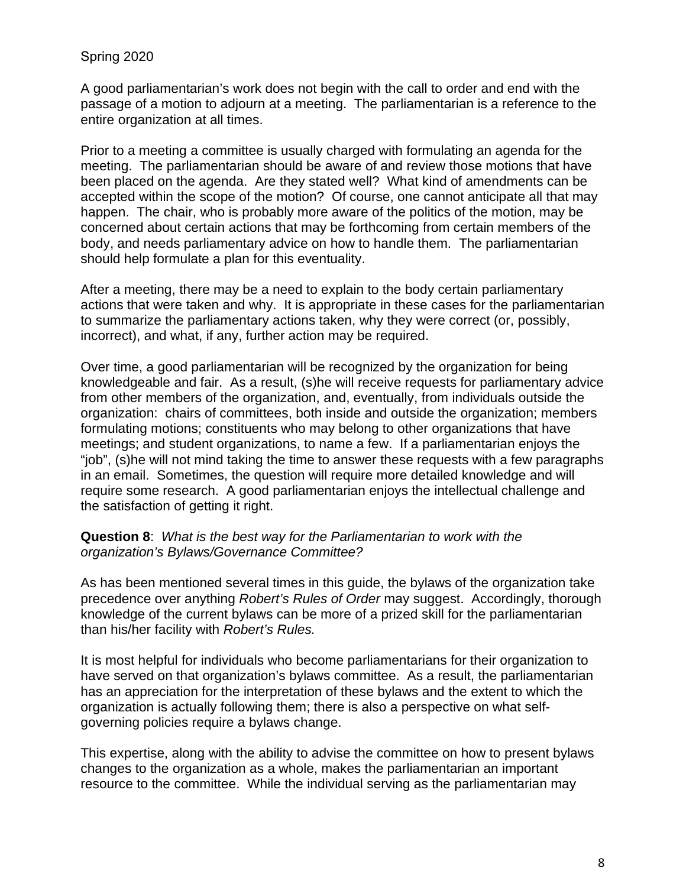Spring 2020

A good parliamentarian's work does not begin with the call to order and end with the passage of a motion to adjourn at a meeting. The parliamentarian is a reference to the entire organization at all times.

Prior to a meeting a committee is usually charged with formulating an agenda for the meeting. The parliamentarian should be aware of and review those motions that have been placed on the agenda. Are they stated well? What kind of amendments can be accepted within the scope of the motion? Of course, one cannot anticipate all that may happen. The chair, who is probably more aware of the politics of the motion, may be concerned about certain actions that may be forthcoming from certain members of the body, and needs parliamentary advice on how to handle them. The parliamentarian should help formulate a plan for this eventuality.

After a meeting, there may be a need to explain to the body certain parliamentary actions that were taken and why. It is appropriate in these cases for the parliamentarian to summarize the parliamentary actions taken, why they were correct (or, possibly, incorrect), and what, if any, further action may be required.

Over time, a good parliamentarian will be recognized by the organization for being knowledgeable and fair. As a result, (s)he will receive requests for parliamentary advice from other members of the organization, and, eventually, from individuals outside the organization: chairs of committees, both inside and outside the organization; members formulating motions; constituents who may belong to other organizations that have meetings; and student organizations, to name a few. If a parliamentarian enjoys the "job", (s)he will not mind taking the time to answer these requests with a few paragraphs in an email. Sometimes, the question will require more detailed knowledge and will require some research. A good parliamentarian enjoys the intellectual challenge and the satisfaction of getting it right.

**Question 8**: *What is the best way for the Parliamentarian to work with the organization's Bylaws/Governance Committee?*

As has been mentioned several times in this guide, the bylaws of the organization take precedence over anything *Robert's Rules of Order* may suggest. Accordingly, thorough knowledge of the current bylaws can be more of a prized skill for the parliamentarian than his/her facility with *Robert's Rules.*

It is most helpful for individuals who become parliamentarians for their organization to have served on that organization's bylaws committee. As a result, the parliamentarian has an appreciation for the interpretation of these bylaws and the extent to which the organization is actually following them; there is also a perspective on what self-governing policies require a bylaws change.

This expertise, along with the ability to advise the committee on how to present bylaws changes to the organization as a whole, makes the parliamentarian an important resource to the committee. While the individual serving as the parliamentarian may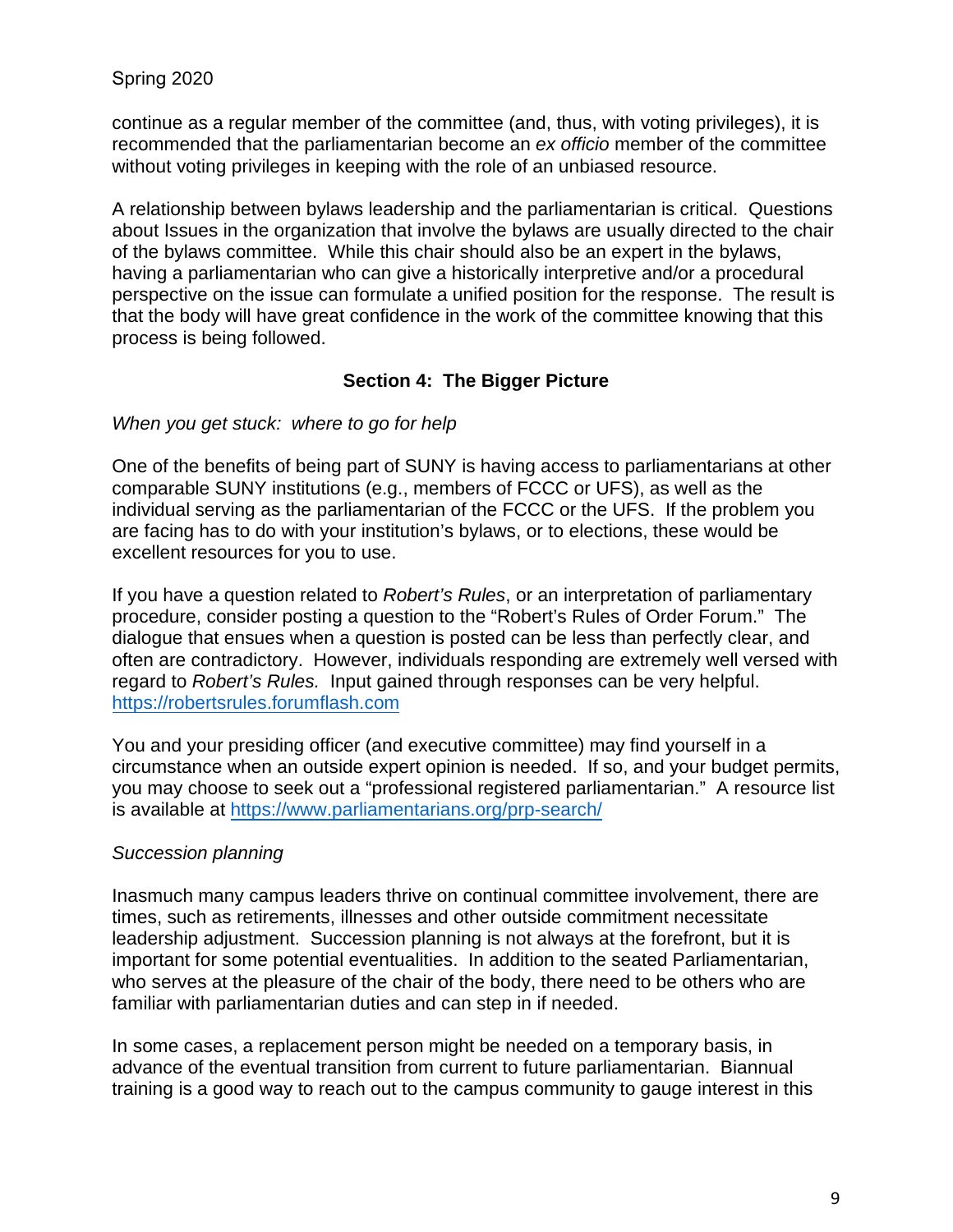continue as a regular member of the committee (and, thus, with voting privileges), it is recommended that the parliamentarian become an *ex officio* member of the committee without voting privileges in keeping with the role of an unbiased resource.

A relationship between bylaws leadership and the parliamentarian is critical. Questions about Issues in the organization that involve the bylaws are usually directed to the chair of the bylaws committee. While this chair should also be an expert in the bylaws, having a parliamentarian who can give a historically interpretive and/or a procedural perspective on the issue can formulate a unified position for the response. The result is that the body will have great confidence in the work of the committee knowing that this process is being followed.

## Section 4: The Bigger Picture

*When you get stuck: where to go for help*

One of the benefits of being part of SUNY is having access to parliamentarians at other comparable SUNY institutions (e.g., members of FCCC or UFS), as well as the individual serving as the parliamentarian of the FCCC or the UFS. If the problem you are facing has to do with your institution's bylaws, or to elections, these would be excellent resources for you to use.

If you have a question related to *Robert's Rules*, or an interpretation of parliamentary procedure, consider posting a question to the "Robert's Rules of Order Forum." The dialogue that ensues when a question is posted can be less than perfectly clear, and often are contradictory. However, individuals responding are extremely well versed with regard to *Robert's Rules.* Input gained through responses can be very helpful. https://robertsrules.forumflash.com

You and your presiding officer (and executive committee) may find yourself in a circumstance when an outside expert opinion is needed. If so, and your budget permits, you may choose to seek out a "professional registered parliamentarian." A resource list is available at https://www.parliamentarians.org/prp-search/

*Succession planning*

Inasmuch many campus leaders thrive on continual committee involvement, there are times, such as retirements, illnesses and other outside commitment necessitate leadership adjustment. Succession planning is not always at the forefront, but it is important for some potential eventualities. In addition to the seated Parliamentarian, who serves at the pleasure of the chair of the body, there need to be others who are familiar with parliamentarian duties and can step in if needed.

In some cases, a replacement person might be needed on a temporary basis, in advance of the eventual transition from current to future parliamentarian. Biannual training is a good way to reach out to the campus community to gauge interest in this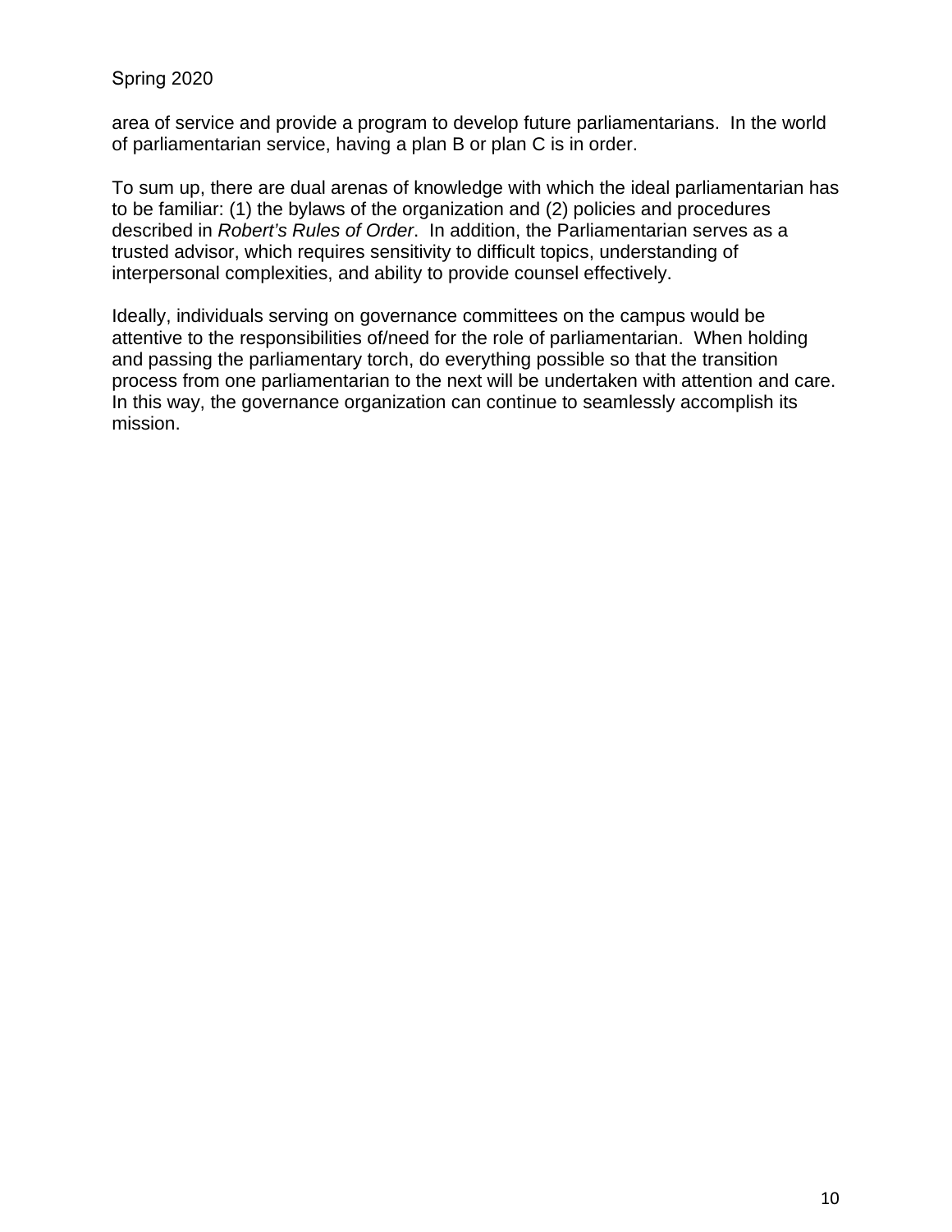area of service and provide a program to develop future parliamentarians. In the world of parliamentarian service, having a plan B or plan C is in order.

To sum up, there are dual arenas of knowledge with which the ideal parliamentarian has to be familiar: (1) the bylaws of the organization and (2) policies and procedures described in *Robert's Rules of Order*. In addition, the Parliamentarian serves as a trusted advisor, which requires sensitivity to difficult topics, understanding of interpersonal complexities, and ability to provide counsel effectively.

Ideally, individuals serving on governance committees on the campus would be attentive to the responsibilities of/need for the role of parliamentarian. When holding and passing the parliamentary torch, do everything possible so that the transition process from one parliamentarian to the next will be undertaken with attention and care. In this way, the governance organization can continue to seamlessly accomplish its mission.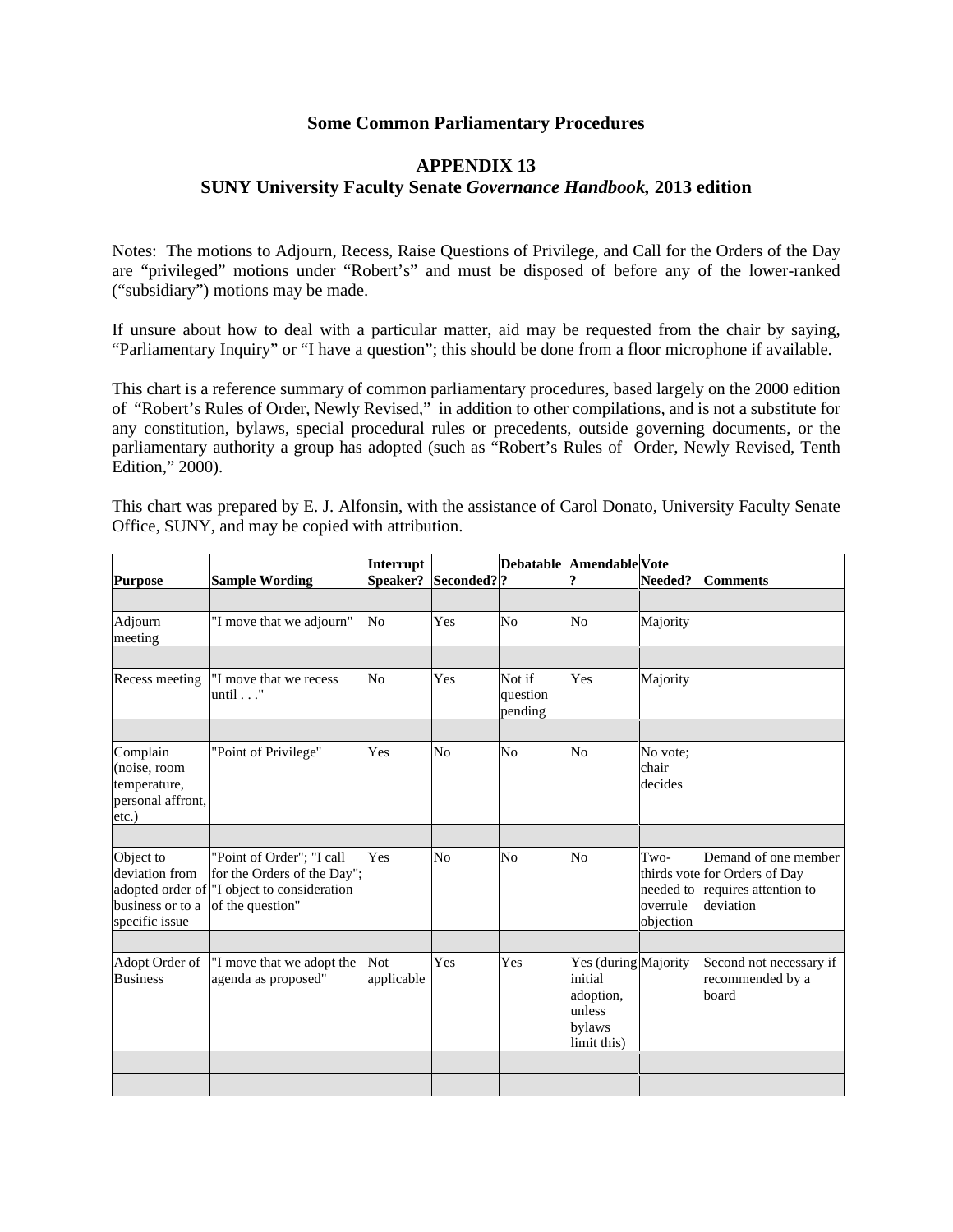**Some Common Parliamentary Procedures**

**APPENDIX 13**
**SUNY University Faculty Senate *Governance Handbook,* 2013 edition**

Notes: The motions to Adjourn, Recess, Raise Questions of Privilege, and Call for the Orders of the Day are "privileged" motions under "Robert's" and must be disposed of before any of the lower-ranked ("subsidiary") motions may be made.

If unsure about how to deal with a particular matter, aid may be requested from the chair by saying, "Parliamentary Inquiry" or "I have a question"; this should be done from a floor microphone if available.

This chart is a reference summary of common parliamentary procedures, based largely on the 2000 edition of "Robert's Rules of Order, Newly Revised," in addition to other compilations, and is not a substitute for any constitution, bylaws, special procedural rules or precedents, outside governing documents, or the parliamentary authority a group has adopted (such as "Robert's Rules of Order, Newly Revised, Tenth Edition," 2000).

This chart was prepared by E. J. Alfonsin, with the assistance of Carol Donato, University Faculty Senate Office, SUNY, and may be copied with attribution.

| Purpose | Sample Wording | Interrupt Speaker? | Seconded?? | Debatable ? | Amendable? | Vote Needed? | Comments |
|---|---|---|---|---|---|---|---|
| | | | | | | | |
| Adjourn meeting | "I move that we adjourn" | No | Yes | No | No | Majority | |
| | | | | | | | |
| Recess meeting | "I move that we recess until . . ." | No | Yes | Not if question pending | Yes | Majority | |
| | | | | | | | |
| Complain (noise, room temperature, personal affront, etc.) | "Point of Privilege" | Yes | No | No | No | No vote; chair decides | |
| | | | | | | | |
| Object to deviation from adopted order of business or to a specific issue | "Point of Order"; "I call for the Orders of the Day"; "I object to consideration of the question" | Yes | No | No | No | Two-thirds vote needed to overrule objection | Demand of one member for Orders of Day requires attention to deviation |
| | | | | | | | |
| Adopt Order of Business | "I move that we adopt the agenda as proposed" | Not applicable | Yes | Yes | Yes (during initial adoption, unless bylaws limit this) | Majority | Second not necessary if recommended by a board |
| | | | | | | | |
| | | | | | | | |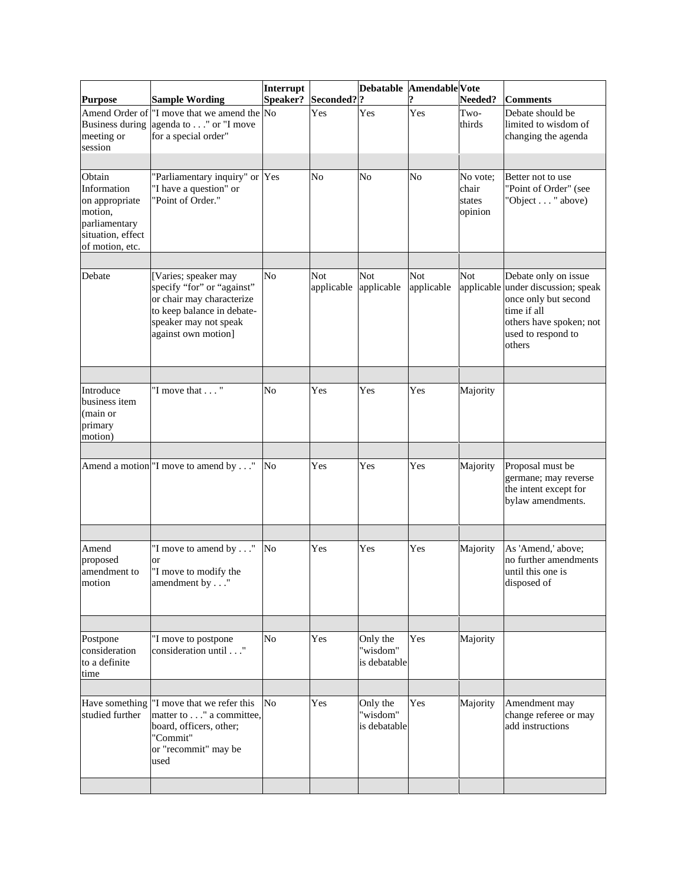| Purpose | Sample Wording | Interrupt Speaker? | Seconded? | Debatable? | Amendable? | Vote Needed? | Comments |
|---|---|---|---|---|---|---|---|
| Amend Order of Business during meeting or session | "I move that we amend the agenda to . . ." or "I move for a special order" | No | Yes | Yes | Yes | Two-thirds | Debate should be limited to wisdom of changing the agenda |
| | | | | | | | |
| Obtain Information on appropriate motion, parliamentary situation, effect of motion, etc. | "Parliamentary inquiry" or "I have a question" or "Point of Order." | Yes | No | No | No | No vote; chair states opinion | Better not to use "Point of Order" (see "Object . . . " above) |
| | | | | | | | |
| Debate | [Varies; speaker may specify "for" or "against" or chair may characterize to keep balance in debate-speaker may not speak against own motion] | No | Not applicable | Not applicable | Not applicable | Not applicable | Debate only on issue under discussion; speak once only but second time if all others have spoken; not used to respond to others |
| | | | | | | | |
| Introduce business item (main or primary motion) | "I move that . . . " | No | Yes | Yes | Yes | Majority | |
| | | | | | | | |
| Amend a motion | "I move to amend by . . ." | No | Yes | Yes | Yes | Majority | Proposal must be germane; may reverse the intent except for bylaw amendments. |
| | | | | | | | |
| Amend proposed amendment to motion | "I move to amend by . . ." or "I move to modify the amendment by . . ." | No | Yes | Yes | Yes | Majority | As 'Amend,' above; no further amendments until this one is disposed of |
| | | | | | | | |
| Postpone consideration to a definite time | "I move to postpone consideration until . . ." | No | Yes | Only the "wisdom" is debatable | Yes | Majority | |
| | | | | | | | |
| Have something studied further | "I move that we refer this matter to . . ." a committee, board, officers, other; "Commit" or "recommit" may be used | No | Yes | Only the "wisdom" is debatable | Yes | Majority | Amendment may change referee or may add instructions |
| | | | | | | | |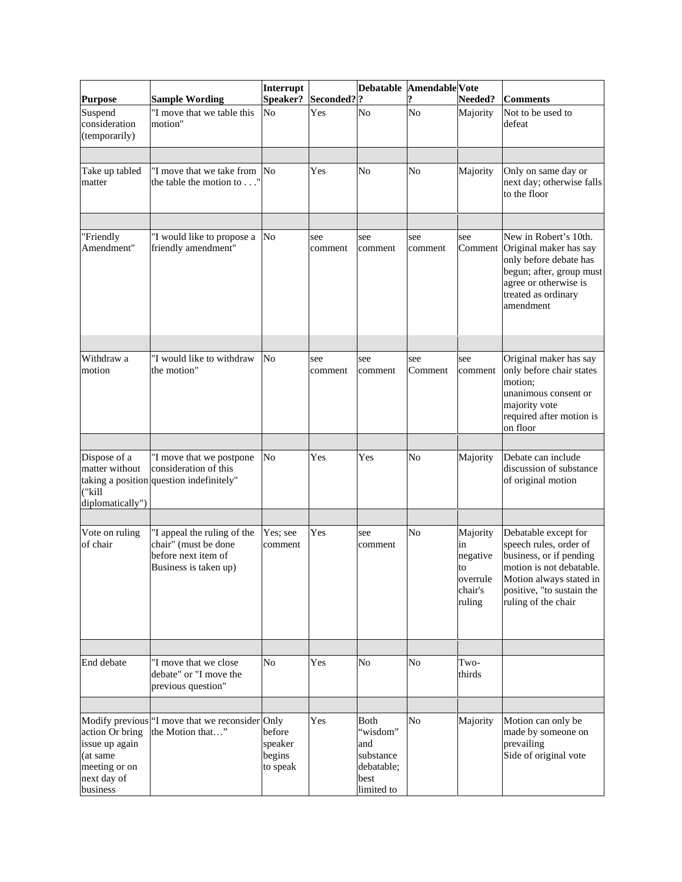| Purpose | Sample Wording | Interrupt Speaker? | Seconded?? | Debatable? | Amendable? | Vote Needed? | Comments |
|---|---|---|---|---|---|---|---|
| Suspend consideration (temporarily) | "I move that we table this motion" | No | Yes | No | No | Majority | Not to be used to defeat |
| | | | | | | | |
| Take up tabled matter | "I move that we take from the table the motion to . . ." | No | Yes | No | No | Majority | Only on same day or next day; otherwise falls to the floor |
| | | | | | | | |
| "Friendly Amendment" | "I would like to propose a friendly amendment" | No | see comment | see comment | see comment | see Comment | New in Robert's 10th. Original maker has say only before debate has begun; after, group must agree or otherwise is treated as ordinary amendment |
| | | | | | | | |
| Withdraw a motion | "I would like to withdraw the motion" | No | see comment | see comment | see Comment | see comment | Original maker has say only before chair states motion; unanimous consent or majority vote required after motion is on floor |
| | | | | | | | |
| Dispose of a matter without taking a position ("kill diplomatically") | "I move that we postpone consideration of this question indefinitely" | No | Yes | Yes | No | Majority | Debate can include discussion of substance of original motion |
| | | | | | | | |
| Vote on ruling of chair | "I appeal the ruling of the chair" (must be done before next item of Business is taken up) | Yes; see comment | Yes | see comment | No | Majority in negative to overrule chair's ruling | Debatable except for speech rules, order of business, or if pending motion is not debatable. Motion always stated in positive, "to sustain the ruling of the chair |
| | | | | | | | |
| End debate | "I move that we close debate" or "I move the previous question" | No | Yes | No | No | Two-thirds | |
| | | | | | | | |
| Modify previous action Or bring issue up again (at same meeting or on next day of business | "I move that we reconsider the Motion that…" | Only before speaker begins to speak | Yes | Both "wisdom" and substance debatable; best limited to | No | Majority | Motion can only be made by someone on prevailing Side of original vote |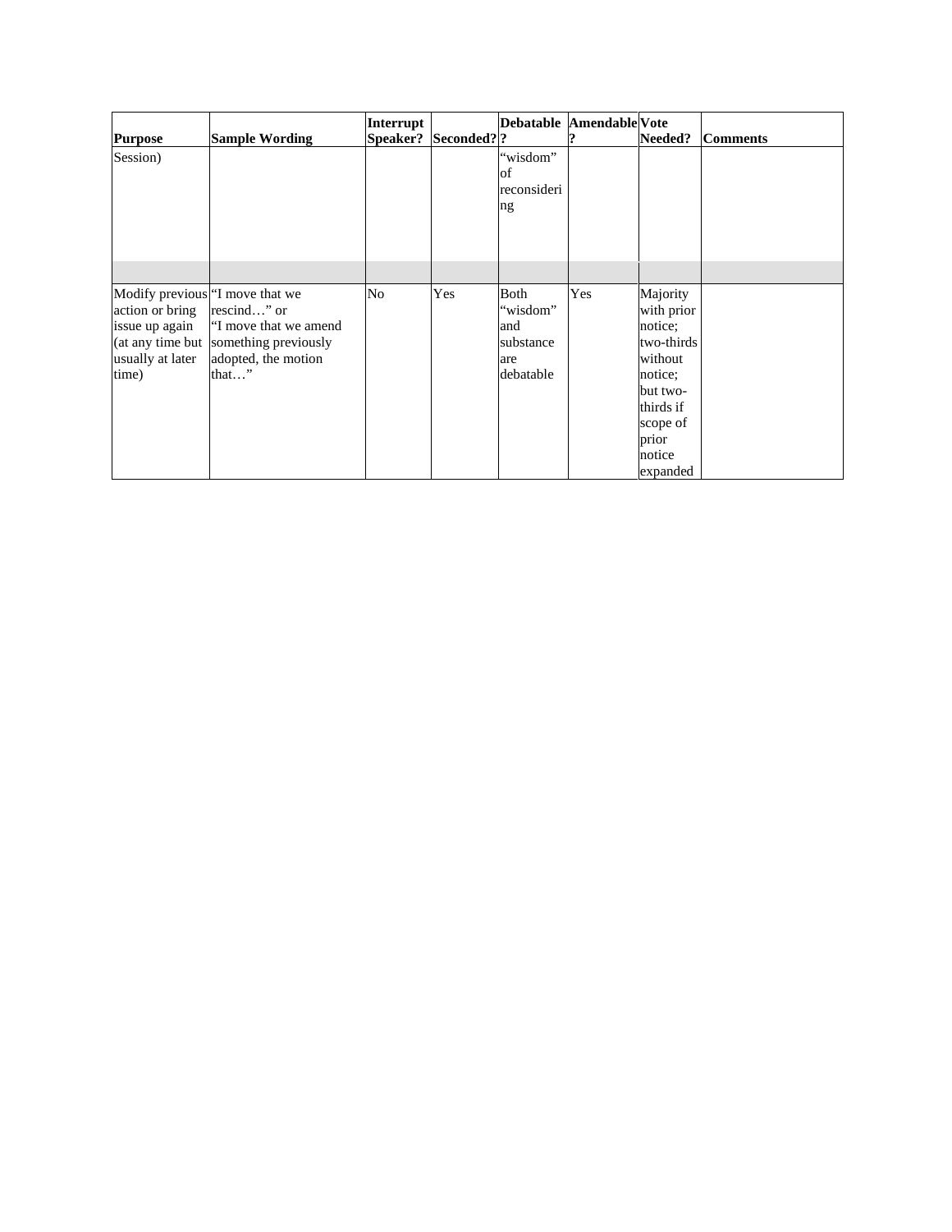| Purpose | Sample Wording | Interrupt Speaker? | Seconded? | Debatable? | Amendable? | Vote Needed? | Comments |
|---|---|---|---|---|---|---|---|
| Session) | | | | "wisdom" of reconsidering | | | |
| | | | | | | | |
| Modify previous action or bring issue up again (at any time but usually at later time) | "I move that we rescind…" or "I move that we amend something previously adopted, the motion that…" | No | Yes | Both "wisdom" and substance are debatable | Yes | Majority with prior notice; two-thirds without notice; but two-thirds if scope of prior notice expanded | |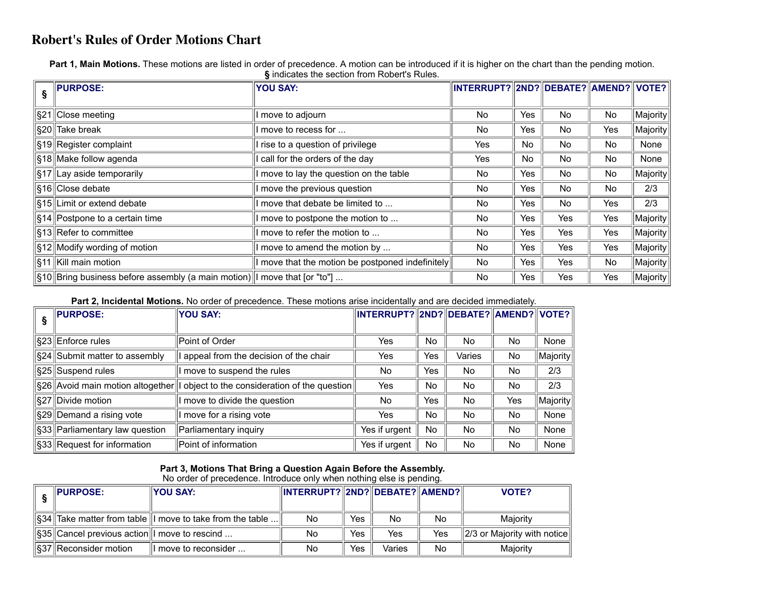# Robert's Rules of Order Motions Chart

**Part 1, Main Motions.** These motions are listed in order of precedence. A motion can be introduced if it is higher on the chart than the pending motion.
**§** indicates the section from Robert's Rules.

| § | PURPOSE: | YOU SAY: | INTERRUPT? | 2ND? | DEBATE? | AMEND? | VOTE? |
|---|---|---|---|---|---|---|---|
| §21 | Close meeting | I move to adjourn | No | Yes | No | No | Majority |
| §20 | Take break | I move to recess for ... | No | Yes | No | Yes | Majority |
| §19 | Register complaint | I rise to a question of privilege | Yes | No | No | No | None |
| §18 | Make follow agenda | I call for the orders of the day | Yes | No | No | No | None |
| §17 | Lay aside temporarily | I move to lay the question on the table | No | Yes | No | No | Majority |
| §16 | Close debate | I move the previous question | No | Yes | No | No | 2/3 |
| §15 | Limit or extend debate | I move that debate be limited to ... | No | Yes | No | Yes | 2/3 |
| §14 | Postpone to a certain time | I move to postpone the motion to ... | No | Yes | Yes | Yes | Majority |
| §13 | Refer to committee | I move to refer the motion to ... | No | Yes | Yes | Yes | Majority |
| §12 | Modify wording of motion | I move to amend the motion by ... | No | Yes | Yes | Yes | Majority |
| §11 | Kill main motion | I move that the motion be postponed indefinitely | No | Yes | Yes | No | Majority |
| §10 | Bring business before assembly (a main motion) | I move that [or "to"] ... | No | Yes | Yes | Yes | Majority |

**Part 2, Incidental Motions.** No order of precedence. These motions arise incidentally and are decided immediately.

| § | PURPOSE: | YOU SAY: | INTERRUPT? | 2ND? | DEBATE? | AMEND? | VOTE? |
|---|---|---|---|---|---|---|---|
| §23 | Enforce rules | Point of Order | Yes | No | No | No | None |
| §24 | Submit matter to assembly | I appeal from the decision of the chair | Yes | Yes | Varies | No | Majority |
| §25 | Suspend rules | I move to suspend the rules | No | Yes | No | No | 2/3 |
| §26 | Avoid main motion altogether | I object to the consideration of the question | Yes | No | No | No | 2/3 |
| §27 | Divide motion | I move to divide the question | No | Yes | No | Yes | Majority |
| §29 | Demand a rising vote | I move for a rising vote | Yes | No | No | No | None |
| §33 | Parliamentary law question | Parliamentary inquiry | Yes if urgent | No | No | No | None |
| §33 | Request for information | Point of information | Yes if urgent | No | No | No | None |

**Part 3, Motions That Bring a Question Again Before the Assembly.**
No order of precedence. Introduce only when nothing else is pending.

| § | PURPOSE: | YOU SAY: | INTERRUPT? | 2ND? | DEBATE? | AMEND? | VOTE? |
|---|---|---|---|---|---|---|---|
| §34 | Take matter from table | I move to take from the table ... | No | Yes | No | No | Majority |
| §35 | Cancel previous action | I move to rescind ... | No | Yes | Yes | Yes | 2/3 or Majority with notice |
| §37 | Reconsider motion | I move to reconsider ... | No | Yes | Varies | No | Majority |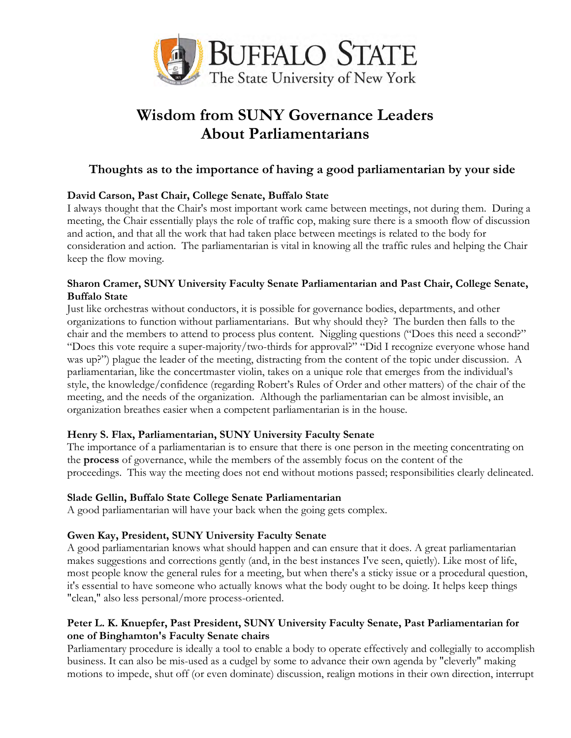# Wisdom from SUNY Governance Leaders About Parliamentarians

## Thoughts as to the importance of having a good parliamentarian by your side

**David Carson, Past Chair, College Senate, Buffalo State**

I always thought that the Chair's most important work came between meetings, not during them. During a meeting, the Chair essentially plays the role of traffic cop, making sure there is a smooth flow of discussion and action, and that all the work that had taken place between meetings is related to the body for consideration and action. The parliamentarian is vital in knowing all the traffic rules and helping the Chair keep the flow moving.

**Sharon Cramer, SUNY University Faculty Senate Parliamentarian and Past Chair, College Senate, Buffalo State**

Just like orchestras without conductors, it is possible for governance bodies, departments, and other organizations to function without parliamentarians. But why should they? The burden then falls to the chair and the members to attend to process plus content. Niggling questions ("Does this need a second?" "Does this vote require a super-majority/two-thirds for approval?" "Did I recognize everyone whose hand was up?") plague the leader of the meeting, distracting from the content of the topic under discussion. A parliamentarian, like the concertmaster violin, takes on a unique role that emerges from the individual's style, the knowledge/confidence (regarding Robert's Rules of Order and other matters) of the chair of the meeting, and the needs of the organization. Although the parliamentarian can be almost invisible, an organization breathes easier when a competent parliamentarian is in the house.

**Henry S. Flax, Parliamentarian, SUNY University Faculty Senate**

The importance of a parliamentarian is to ensure that there is one person in the meeting concentrating on the **process** of governance, while the members of the assembly focus on the content of the proceedings. This way the meeting does not end without motions passed; responsibilities clearly delineated.

**Slade Gellin, Buffalo State College Senate Parliamentarian**

A good parliamentarian will have your back when the going gets complex.

**Gwen Kay, President, SUNY University Faculty Senate**

A good parliamentarian knows what should happen and can ensure that it does. A great parliamentarian makes suggestions and corrections gently (and, in the best instances I've seen, quietly). Like most of life, most people know the general rules for a meeting, but when there's a sticky issue or a procedural question, it's essential to have someone who actually knows what the body ought to be doing. It helps keep things "clean," also less personal/more process-oriented.

**Peter L. K. Knuepfer, Past President, SUNY University Faculty Senate, Past Parliamentarian for one of Binghamton's Faculty Senate chairs**

Parliamentary procedure is ideally a tool to enable a body to operate effectively and collegially to accomplish business. It can also be mis-used as a cudgel by some to advance their own agenda by "cleverly" making motions to impede, shut off (or even dominate) discussion, realign motions in their own direction, interrupt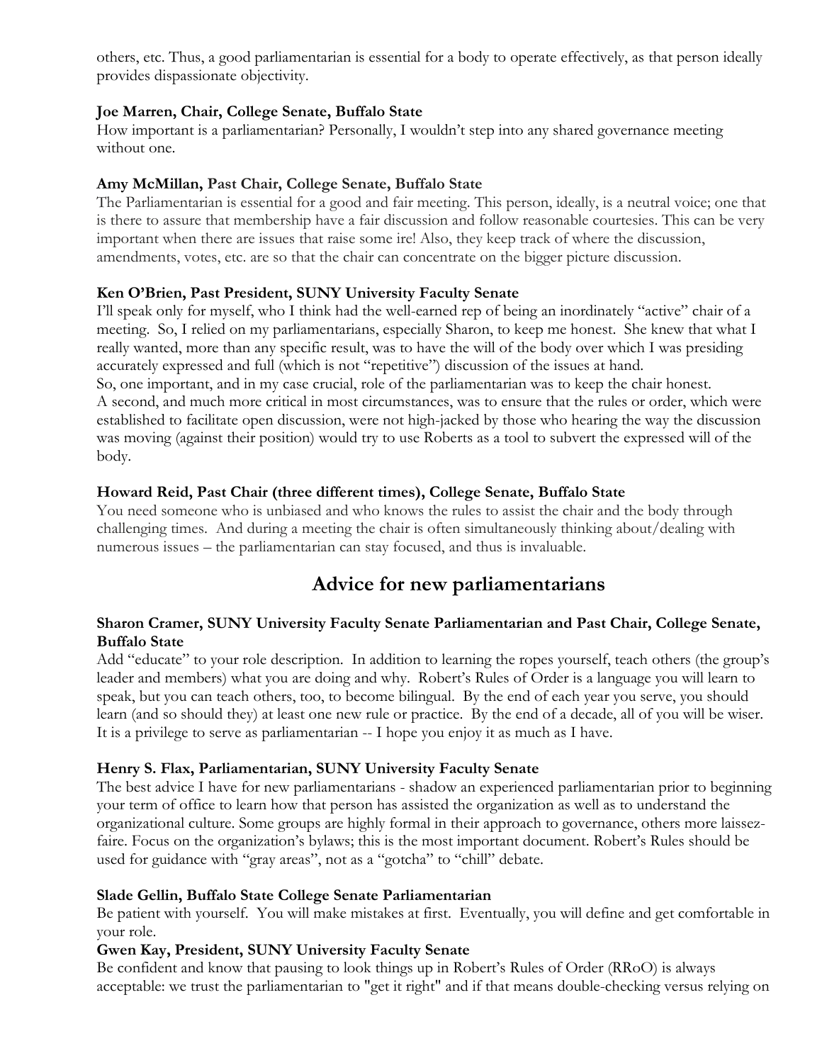others, etc. Thus, a good parliamentarian is essential for a body to operate effectively, as that person ideally provides dispassionate objectivity.

**Joe Marren, Chair, College Senate, Buffalo State**
How important is a parliamentarian? Personally, I wouldn't step into any shared governance meeting without one.

**Amy McMillan, Past Chair, College Senate, Buffalo State**
The Parliamentarian is essential for a good and fair meeting. This person, ideally, is a neutral voice; one that is there to assure that membership have a fair discussion and follow reasonable courtesies. This can be very important when there are issues that raise some ire! Also, they keep track of where the discussion, amendments, votes, etc. are so that the chair can concentrate on the bigger picture discussion.

**Ken O'Brien, Past President, SUNY University Faculty Senate**
I'll speak only for myself, who I think had the well-earned rep of being an inordinately "active" chair of a meeting. So, I relied on my parliamentarians, especially Sharon, to keep me honest. She knew that what I really wanted, more than any specific result, was to have the will of the body over which I was presiding accurately expressed and full (which is not "repetitive") discussion of the issues at hand.
So, one important, and in my case crucial, role of the parliamentarian was to keep the chair honest.
A second, and much more critical in most circumstances, was to ensure that the rules or order, which were established to facilitate open discussion, were not high-jacked by those who hearing the way the discussion was moving (against their position) would try to use Roberts as a tool to subvert the expressed will of the body.

**Howard Reid, Past Chair (three different times), College Senate, Buffalo State**
You need someone who is unbiased and who knows the rules to assist the chair and the body through challenging times. And during a meeting the chair is often simultaneously thinking about/dealing with numerous issues – the parliamentarian can stay focused, and thus is invaluable.

## Advice for new parliamentarians

**Sharon Cramer, SUNY University Faculty Senate Parliamentarian and Past Chair, College Senate, Buffalo State**
Add "educate" to your role description. In addition to learning the ropes yourself, teach others (the group's leader and members) what you are doing and why. Robert's Rules of Order is a language you will learn to speak, but you can teach others, too, to become bilingual. By the end of each year you serve, you should learn (and so should they) at least one new rule or practice. By the end of a decade, all of you will be wiser. It is a privilege to serve as parliamentarian -- I hope you enjoy it as much as I have.

**Henry S. Flax, Parliamentarian, SUNY University Faculty Senate**
The best advice I have for new parliamentarians - shadow an experienced parliamentarian prior to beginning your term of office to learn how that person has assisted the organization as well as to understand the organizational culture. Some groups are highly formal in their approach to governance, others more laissez-faire. Focus on the organization's bylaws; this is the most important document. Robert's Rules should be used for guidance with "gray areas", not as a "gotcha" to "chill" debate.

**Slade Gellin, Buffalo State College Senate Parliamentarian**
Be patient with yourself. You will make mistakes at first. Eventually, you will define and get comfortable in your role.

**Gwen Kay, President, SUNY University Faculty Senate**
Be confident and know that pausing to look things up in Robert's Rules of Order (RRoO) is always acceptable: we trust the parliamentarian to "get it right" and if that means double-checking versus relying on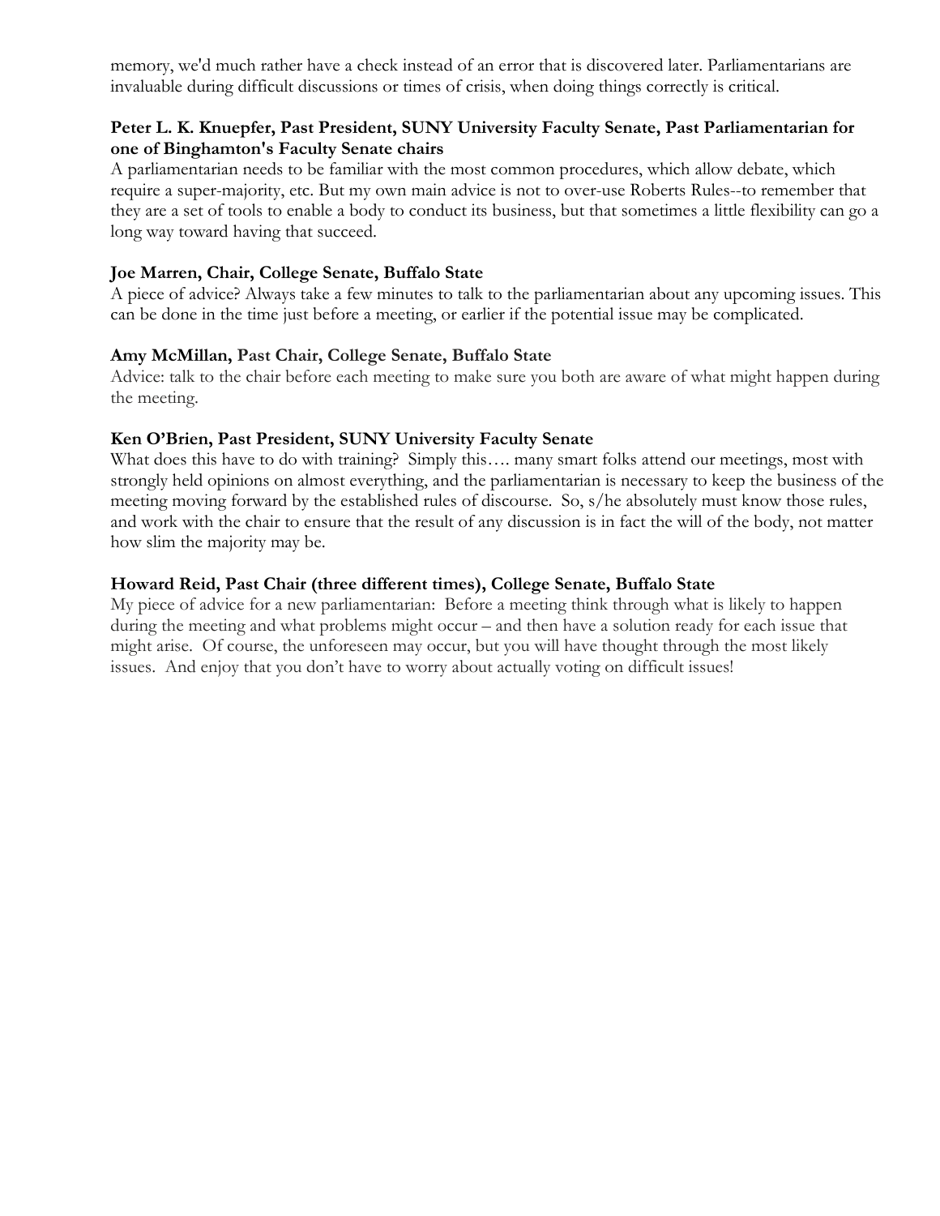memory, we'd much rather have a check instead of an error that is discovered later. Parliamentarians are invaluable during difficult discussions or times of crisis, when doing things correctly is critical.

**Peter L. K. Knuepfer, Past President, SUNY University Faculty Senate, Past Parliamentarian for one of Binghamton's Faculty Senate chairs**

A parliamentarian needs to be familiar with the most common procedures, which allow debate, which require a super-majority, etc. But my own main advice is not to over-use Roberts Rules--to remember that they are a set of tools to enable a body to conduct its business, but that sometimes a little flexibility can go a long way toward having that succeed.

**Joe Marren, Chair, College Senate, Buffalo State**

A piece of advice? Always take a few minutes to talk to the parliamentarian about any upcoming issues. This can be done in the time just before a meeting, or earlier if the potential issue may be complicated.

**Amy McMillan, Past Chair, College Senate, Buffalo State**

Advice: talk to the chair before each meeting to make sure you both are aware of what might happen during the meeting.

**Ken O'Brien, Past President, SUNY University Faculty Senate**

What does this have to do with training? Simply this…. many smart folks attend our meetings, most with strongly held opinions on almost everything, and the parliamentarian is necessary to keep the business of the meeting moving forward by the established rules of discourse. So, s/he absolutely must know those rules, and work with the chair to ensure that the result of any discussion is in fact the will of the body, not matter how slim the majority may be.

**Howard Reid, Past Chair (three different times), College Senate, Buffalo State**

My piece of advice for a new parliamentarian: Before a meeting think through what is likely to happen during the meeting and what problems might occur – and then have a solution ready for each issue that might arise. Of course, the unforeseen may occur, but you will have thought through the most likely issues. And enjoy that you don't have to worry about actually voting on difficult issues!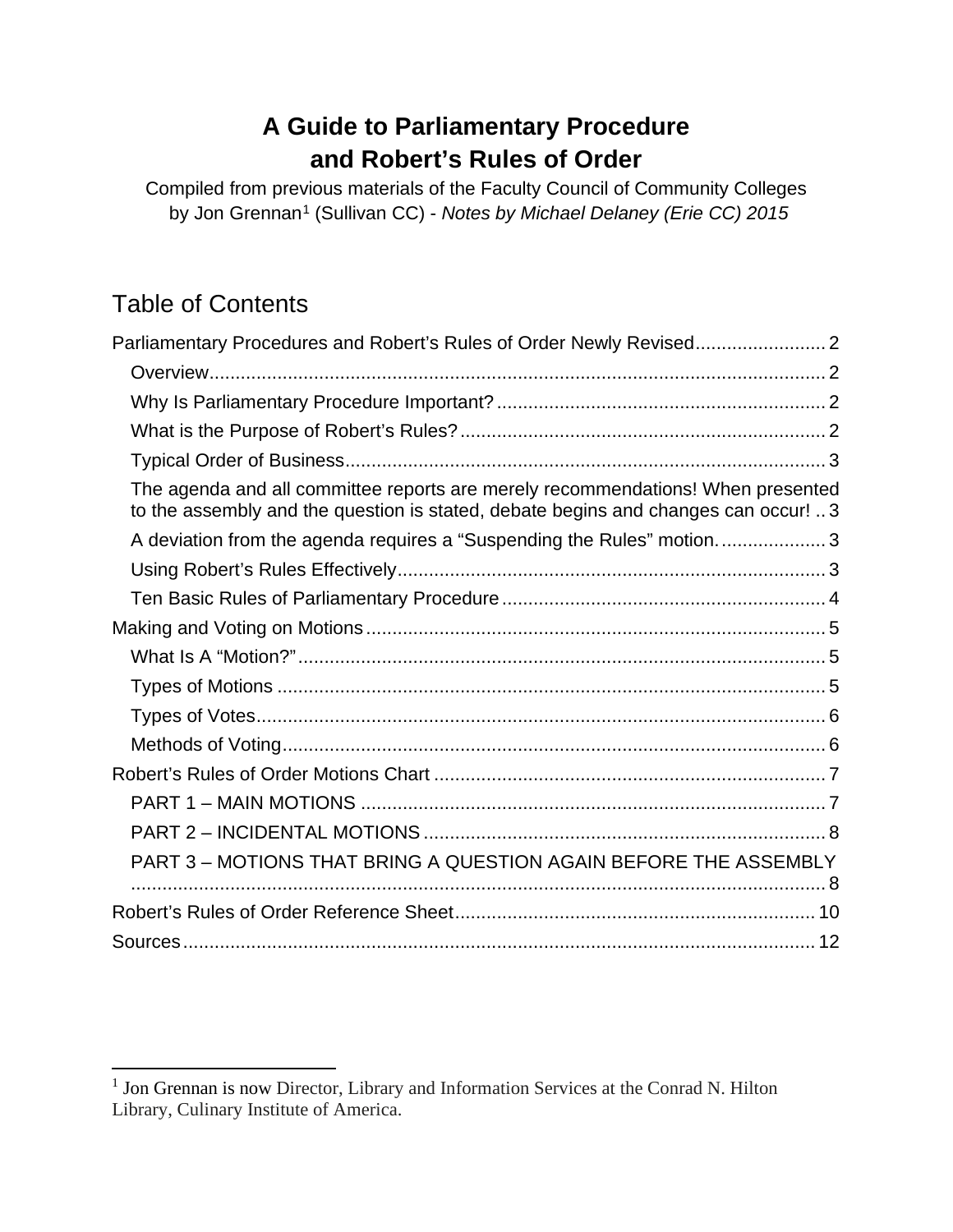# A Guide to Parliamentary Procedure and Robert's Rules of Order

Compiled from previous materials of the Faculty Council of Community Colleges by Jon Grennan[1] (Sullivan CC) - *Notes by Michael Delaney (Erie CC) 2015*

## Table of Contents

Parliamentary Procedures and Robert's Rules of Order Newly Revised ........................ 2

- Overview ........................ 2
- Why Is Parliamentary Procedure Important? ........................ 2
- What is the Purpose of Robert's Rules? ........................ 2
- Typical Order of Business ........................ 3
- The agenda and all committee reports are merely recommendations! When presented to the assembly and the question is stated, debate begins and changes can occur! .. 3
- A deviation from the agenda requires a "Suspending the Rules" motion. ........................ 3
- Using Robert's Rules Effectively ........................ 3
- Ten Basic Rules of Parliamentary Procedure ........................ 4

Making and Voting on Motions ........................ 5

- What Is A "Motion?" ........................ 5
- Types of Motions ........................ 5
- Types of Votes ........................ 6
- Methods of Voting ........................ 6

Robert's Rules of Order Motions Chart ........................ 7

- PART 1 – MAIN MOTIONS ........................ 7
- PART 2 – INCIDENTAL MOTIONS ........................ 8
- PART 3 – MOTIONS THAT BRING A QUESTION AGAIN BEFORE THE ASSEMBLY ........................ 8

Robert's Rules of Order Reference Sheet ........................ 10

Sources ........................ 12

---

[1] Jon Grennan is now Director, Library and Information Services at the Conrad N. Hilton Library, Culinary Institute of America.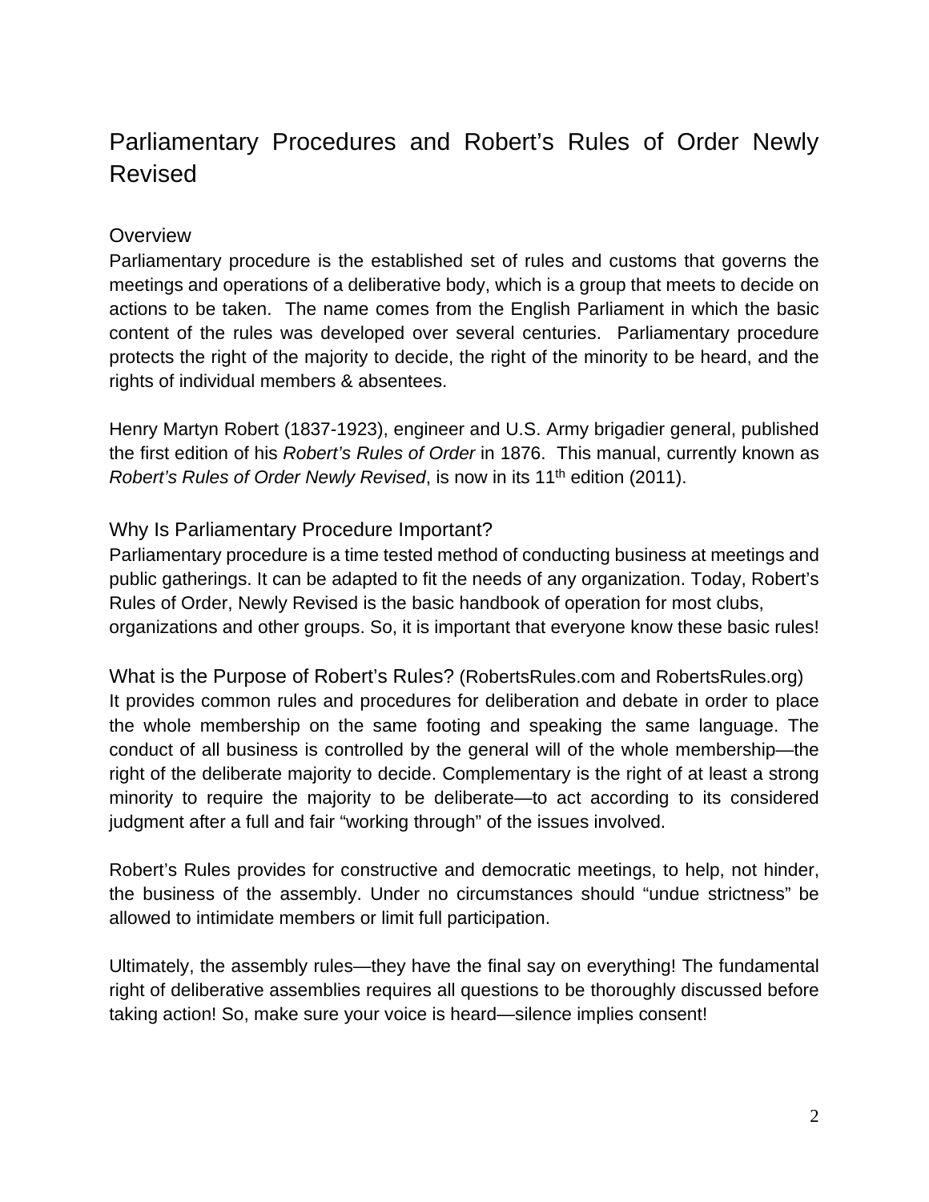# Parliamentary Procedures and Robert's Rules of Order Newly Revised

## Overview

Parliamentary procedure is the established set of rules and customs that governs the meetings and operations of a deliberative body, which is a group that meets to decide on actions to be taken. The name comes from the English Parliament in which the basic content of the rules was developed over several centuries. Parliamentary procedure protects the right of the majority to decide, the right of the minority to be heard, and the rights of individual members & absentees.

Henry Martyn Robert (1837-1923), engineer and U.S. Army brigadier general, published the first edition of his *Robert's Rules of Order* in 1876. This manual, currently known as *Robert's Rules of Order Newly Revised*, is now in its 11$^{th}$ edition (2011).

## Why Is Parliamentary Procedure Important?

Parliamentary procedure is a time tested method of conducting business at meetings and public gatherings. It can be adapted to fit the needs of any organization. Today, Robert's Rules of Order, Newly Revised is the basic handbook of operation for most clubs, organizations and other groups. So, it is important that everyone know these basic rules!

## What is the Purpose of Robert's Rules? (RobertsRules.com and RobertsRules.org)

It provides common rules and procedures for deliberation and debate in order to place the whole membership on the same footing and speaking the same language. The conduct of all business is controlled by the general will of the whole membership—the right of the deliberate majority to decide. Complementary is the right of at least a strong minority to require the majority to be deliberate—to act according to its considered judgment after a full and fair "working through" of the issues involved.

Robert's Rules provides for constructive and democratic meetings, to help, not hinder, the business of the assembly. Under no circumstances should "undue strictness" be allowed to intimidate members or limit full participation.

Ultimately, the assembly rules—they have the final say on everything! The fundamental right of deliberative assemblies requires all questions to be thoroughly discussed before taking action! So, make sure your voice is heard—silence implies consent!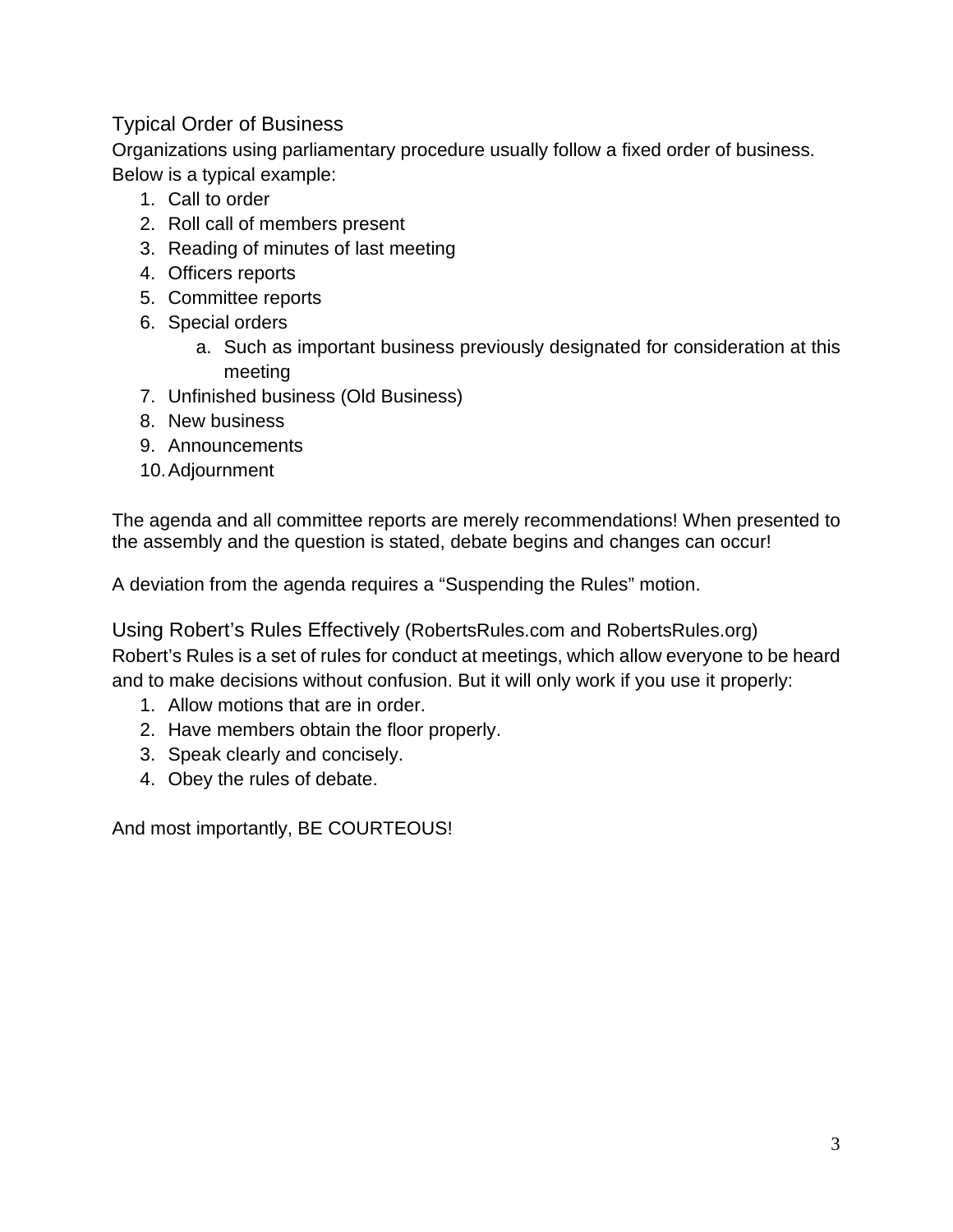## Typical Order of Business

Organizations using parliamentary procedure usually follow a fixed order of business. Below is a typical example:

1. Call to order
2. Roll call of members present
3. Reading of minutes of last meeting
4. Officers reports
5. Committee reports
6. Special orders
   a. Such as important business previously designated for consideration at this meeting
7. Unfinished business (Old Business)
8. New business
9. Announcements
10. Adjournment

The agenda and all committee reports are merely recommendations! When presented to the assembly and the question is stated, debate begins and changes can occur!

A deviation from the agenda requires a “Suspending the Rules” motion.

## Using Robert’s Rules Effectively (RobertsRules.com and RobertsRules.org)

Robert’s Rules is a set of rules for conduct at meetings, which allow everyone to be heard and to make decisions without confusion. But it will only work if you use it properly:

1. Allow motions that are in order.
2. Have members obtain the floor properly.
3. Speak clearly and concisely.
4. Obey the rules of debate.

And most importantly, BE COURTEOUS!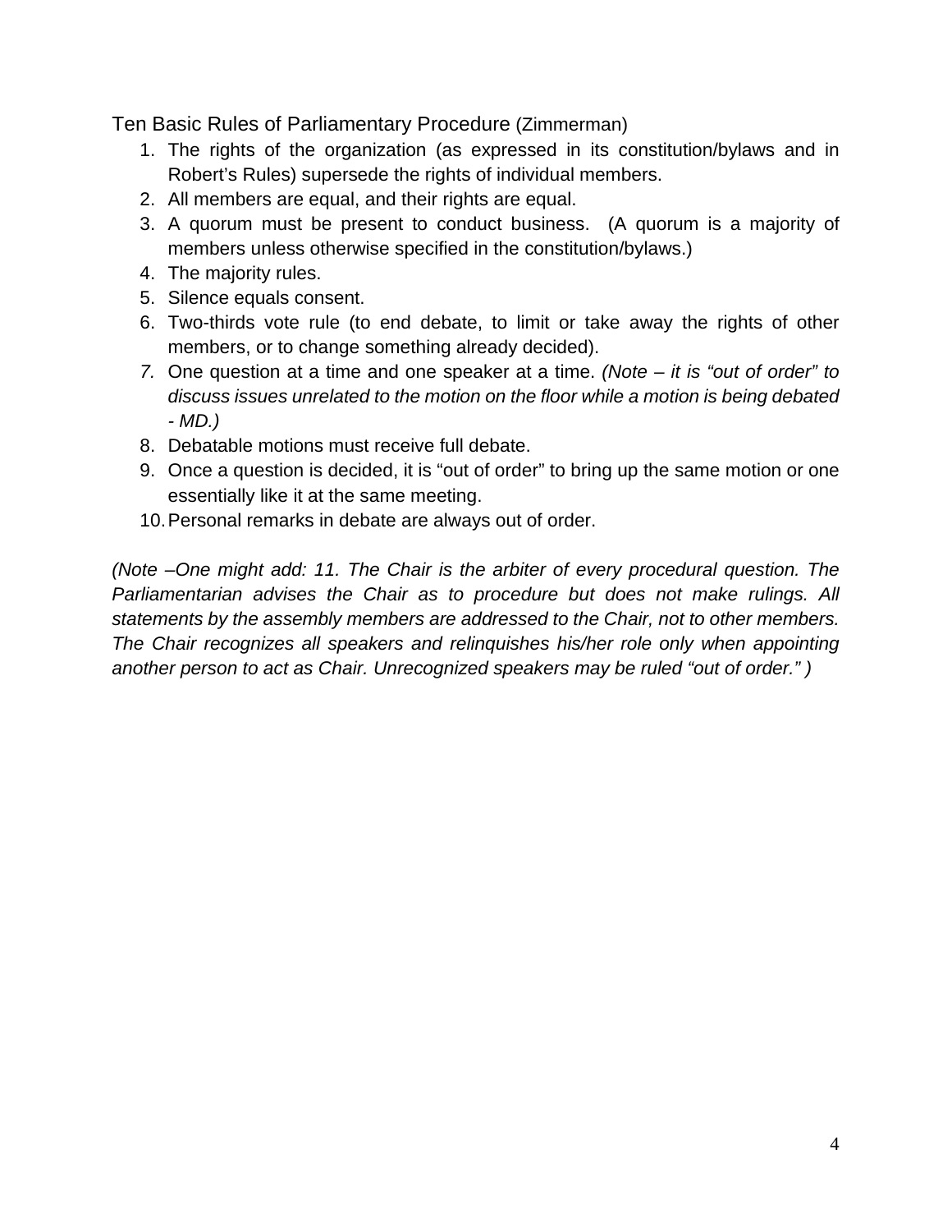## Ten Basic Rules of Parliamentary Procedure (Zimmerman)

1. The rights of the organization (as expressed in its constitution/bylaws and in Robert's Rules) supersede the rights of individual members.
2. All members are equal, and their rights are equal.
3. A quorum must be present to conduct business. (A quorum is a majority of members unless otherwise specified in the constitution/bylaws.)
4. The majority rules.
5. Silence equals consent.
6. Two-thirds vote rule (to end debate, to limit or take away the rights of other members, or to change something already decided).
7. One question at a time and one speaker at a time. *(Note – it is "out of order" to discuss issues unrelated to the motion on the floor while a motion is being debated - MD.)*
8. Debatable motions must receive full debate.
9. Once a question is decided, it is "out of order" to bring up the same motion or one essentially like it at the same meeting.
10. Personal remarks in debate are always out of order.

*(Note –One might add: 11. The Chair is the arbiter of every procedural question. The Parliamentarian advises the Chair as to procedure but does not make rulings. All statements by the assembly members are addressed to the Chair, not to other members. The Chair recognizes all speakers and relinquishes his/her role only when appointing another person to act as Chair. Unrecognized speakers may be ruled "out of order." )*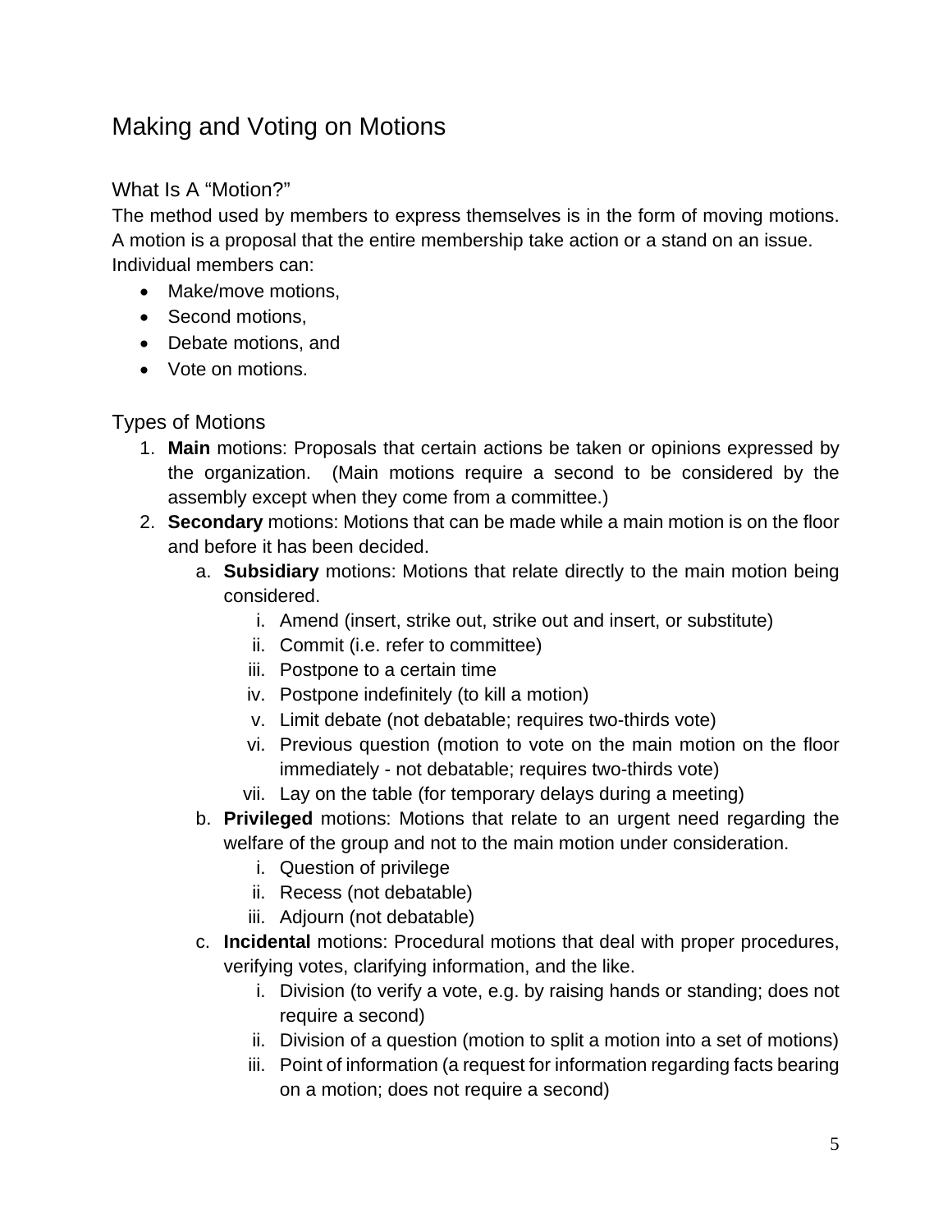## Making and Voting on Motions

### What Is A "Motion?"

The method used by members to express themselves is in the form of moving motions. A motion is a proposal that the entire membership take action or a stand on an issue. Individual members can:

- Make/move motions,
- Second motions,
- Debate motions, and
- Vote on motions.

### Types of Motions

1. **Main** motions: Proposals that certain actions be taken or opinions expressed by the organization. (Main motions require a second to be considered by the assembly except when they come from a committee.)
2. **Secondary** motions: Motions that can be made while a main motion is on the floor and before it has been decided.
   a. **Subsidiary** motions: Motions that relate directly to the main motion being considered.
      i. Amend (insert, strike out, strike out and insert, or substitute)
      ii. Commit (i.e. refer to committee)
      iii. Postpone to a certain time
      iv. Postpone indefinitely (to kill a motion)
      v. Limit debate (not debatable; requires two-thirds vote)
      vi. Previous question (motion to vote on the main motion on the floor immediately - not debatable; requires two-thirds vote)
      vii. Lay on the table (for temporary delays during a meeting)
   b. **Privileged** motions: Motions that relate to an urgent need regarding the welfare of the group and not to the main motion under consideration.
      i. Question of privilege
      ii. Recess (not debatable)
      iii. Adjourn (not debatable)
   c. **Incidental** motions: Procedural motions that deal with proper procedures, verifying votes, clarifying information, and the like.
      i. Division (to verify a vote, e.g. by raising hands or standing; does not require a second)
      ii. Division of a question (motion to split a motion into a set of motions)
      iii. Point of information (a request for information regarding facts bearing on a motion; does not require a second)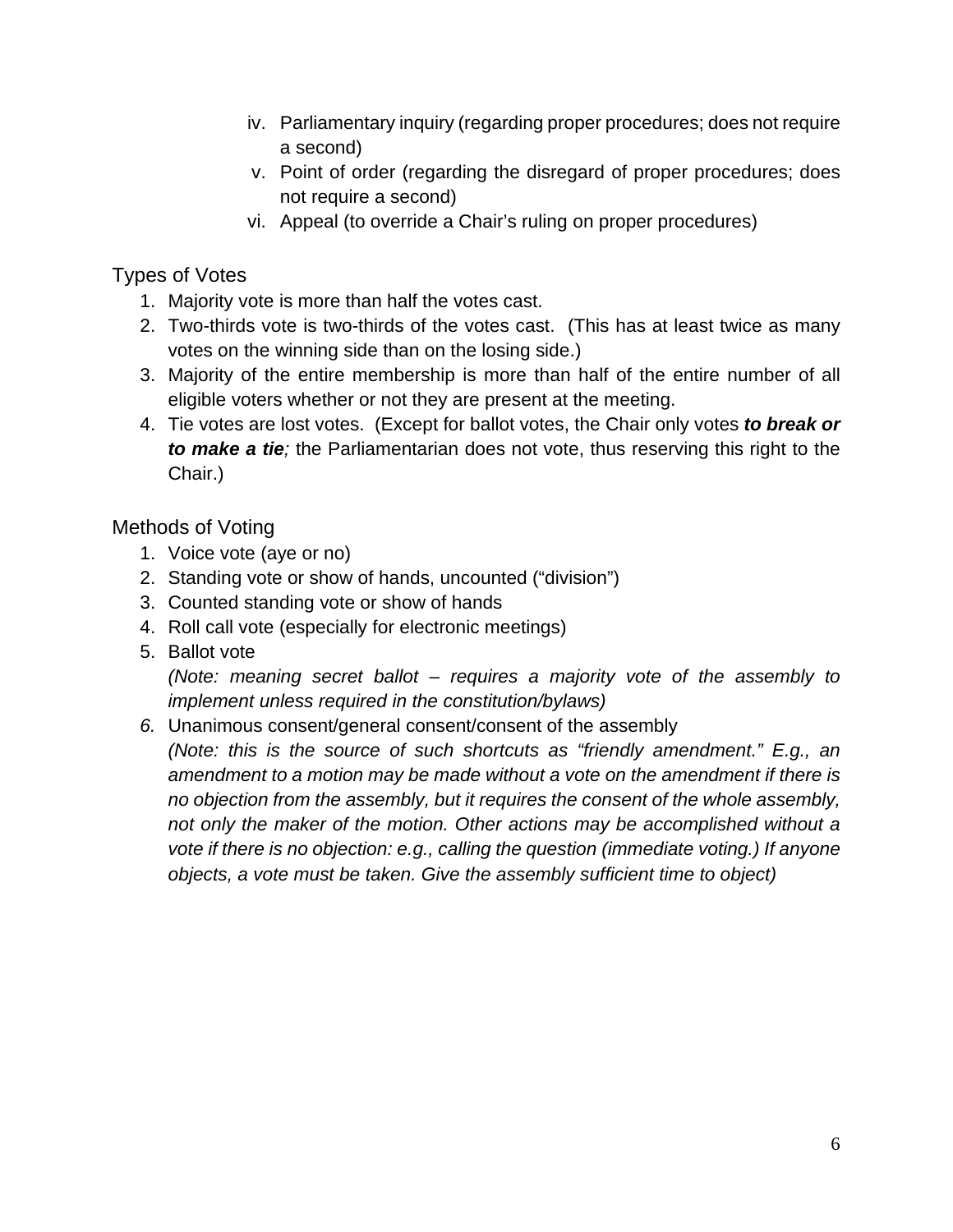iv. Parliamentary inquiry (regarding proper procedures; does not require a second)
v. Point of order (regarding the disregard of proper procedures; does not require a second)
vi. Appeal (to override a Chair's ruling on proper procedures)

## Types of Votes

1. Majority vote is more than half the votes cast.
2. Two-thirds vote is two-thirds of the votes cast. (This has at least twice as many votes on the winning side than on the losing side.)
3. Majority of the entire membership is more than half of the entire number of all eligible voters whether or not they are present at the meeting.
4. Tie votes are lost votes. (Except for ballot votes, the Chair only votes ***to break or to make a tie****;* the Parliamentarian does not vote, thus reserving this right to the Chair.)

## Methods of Voting

1. Voice vote (aye or no)
2. Standing vote or show of hands, uncounted ("division")
3. Counted standing vote or show of hands
4. Roll call vote (especially for electronic meetings)
5. Ballot vote
   *(Note: meaning secret ballot – requires a majority vote of the assembly to implement unless required in the constitution/bylaws)*
6. Unanimous consent/general consent/consent of the assembly
   *(Note: this is the source of such shortcuts as "friendly amendment." E.g., an amendment to a motion may be made without a vote on the amendment if there is no objection from the assembly, but it requires the consent of the whole assembly, not only the maker of the motion. Other actions may be accomplished without a vote if there is no objection: e.g., calling the question (immediate voting.) If anyone objects, a vote must be taken. Give the assembly sufficient time to object)*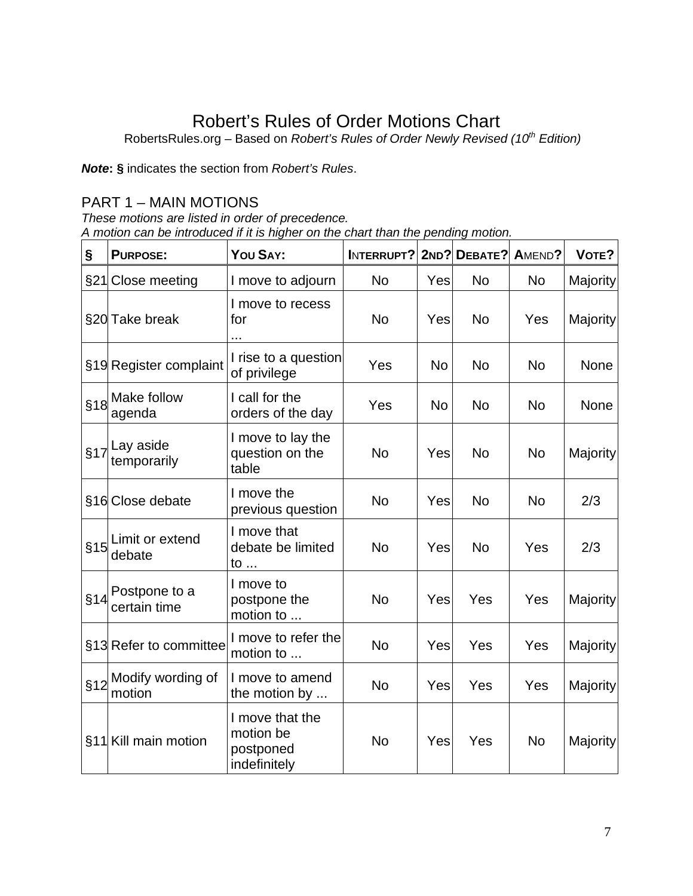# Robert's Rules of Order Motions Chart

RobertsRules.org – Based on *Robert's Rules of Order Newly Revised (10th Edition)*

***Note*: §** indicates the section from *Robert's Rules*.

## PART 1 – MAIN MOTIONS

*These motions are listed in order of precedence.*
*A motion can be introduced if it is higher on the chart than the pending motion.*

| § | PURPOSE: | YOU SAY: | INTERRUPT? | 2ND? | DEBATE? | AMEND? | VOTE? |
|---|---|---|---|---|---|---|---|
| §21 | Close meeting | I move to adjourn | No | Yes | No | No | Majority |
| §20 | Take break | I move to recess for ... | No | Yes | No | Yes | Majority |
| §19 | Register complaint | I rise to a question of privilege | Yes | No | No | No | None |
| §18 | Make follow agenda | I call for the orders of the day | Yes | No | No | No | None |
| §17 | Lay aside temporarily | I move to lay the question on the table | No | Yes | No | No | Majority |
| §16 | Close debate | I move the previous question | No | Yes | No | No | 2/3 |
| §15 | Limit or extend debate | I move that debate be limited to ... | No | Yes | No | Yes | 2/3 |
| §14 | Postpone to a certain time | I move to postpone the motion to ... | No | Yes | Yes | Yes | Majority |
| §13 | Refer to committee | I move to refer the motion to ... | No | Yes | Yes | Yes | Majority |
| §12 | Modify wording of motion | I move to amend the motion by ... | No | Yes | Yes | Yes | Majority |
| §11 | Kill main motion | I move that the motion be postponed indefinitely | No | Yes | Yes | No | Majority |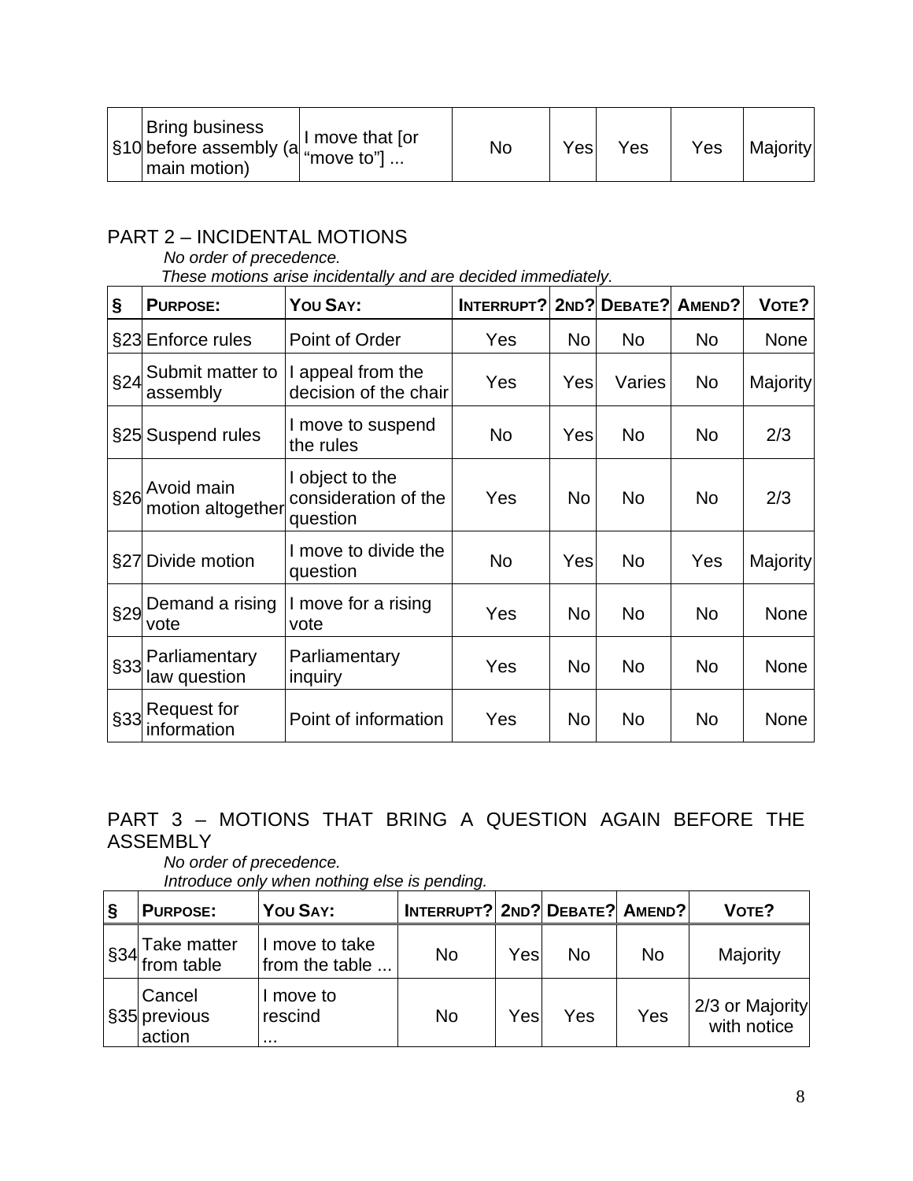| §10 | Bring business before assembly (a main motion) | I move that [or "move to"] ... | No | Yes | Yes | Yes | Majority |
|---|---|---|---|---|---|---|---|

## PART 2 – INCIDENTAL MOTIONS

*No order of precedence.*

*These motions arise incidentally and are decided immediately.*

| § | PURPOSE: | YOU SAY: | INTERRUPT? | 2ND? | DEBATE? | AMEND? | VOTE? |
|---|---|---|---|---|---|---|---|
| §23 | Enforce rules | Point of Order | Yes | No | No | No | None |
| §24 | Submit matter to assembly | I appeal from the decision of the chair | Yes | Yes | Varies | No | Majority |
| §25 | Suspend rules | I move to suspend the rules | No | Yes | No | No | 2/3 |
| §26 | Avoid main motion altogether | I object to the consideration of the question | Yes | No | No | No | 2/3 |
| §27 | Divide motion | I move to divide the question | No | Yes | No | Yes | Majority |
| §29 | Demand a rising vote | I move for a rising vote | Yes | No | No | No | None |
| §33 | Parliamentary law question | Parliamentary inquiry | Yes | No | No | No | None |
| §33 | Request for information | Point of information | Yes | No | No | No | None |

## PART 3 – MOTIONS THAT BRING A QUESTION AGAIN BEFORE THE ASSEMBLY

*No order of precedence.*

*Introduce only when nothing else is pending.*

| § | PURPOSE: | YOU SAY: | INTERRUPT? | 2ND? | DEBATE? | AMEND? | VOTE? |
|---|---|---|---|---|---|---|---|
| §34 | Take matter from table | I move to take from the table ... | No | Yes | No | No | Majority |
| §35 | Cancel previous action | I move to rescind ... | No | Yes | Yes | Yes | 2/3 or Majority with notice |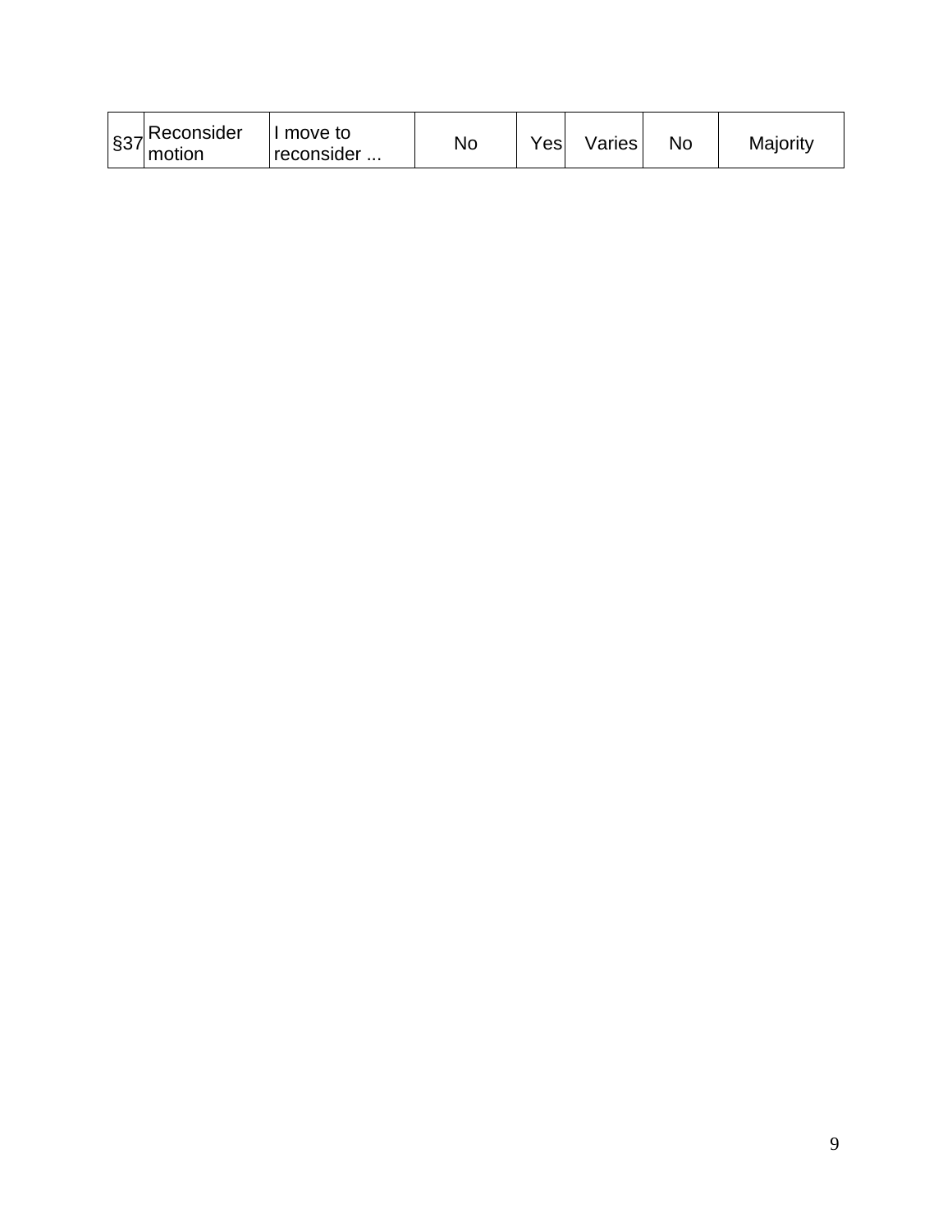| §37 | Reconsider motion | I move to reconsider ... | No | Yes | Varies | No | Majority |
|---|---|---|---|---|---|---|---|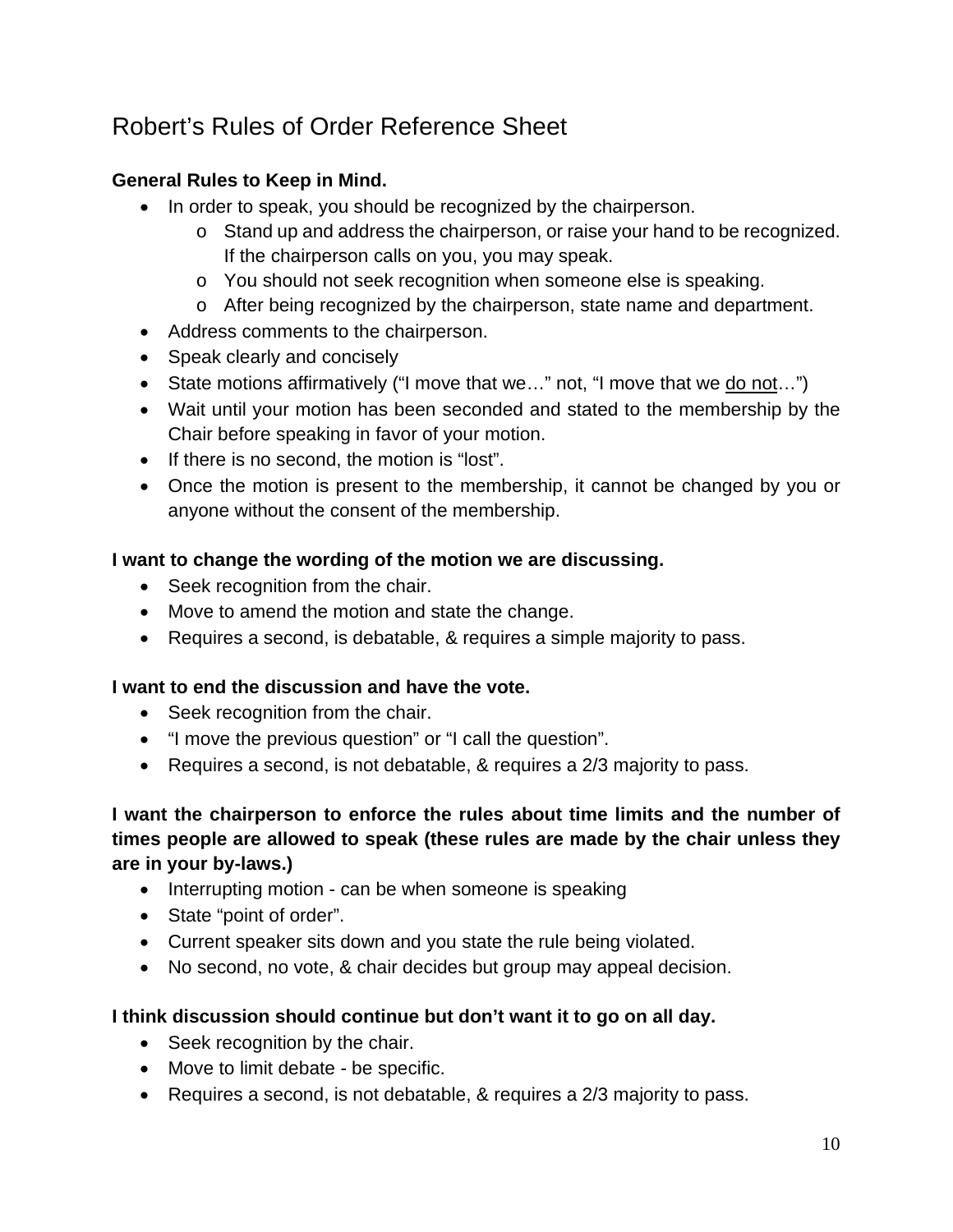# Robert's Rules of Order Reference Sheet

**General Rules to Keep in Mind.**

- In order to speak, you should be recognized by the chairperson.
    - Stand up and address the chairperson, or raise your hand to be recognized. If the chairperson calls on you, you may speak.
    - You should not seek recognition when someone else is speaking.
    - After being recognized by the chairperson, state name and department.
- Address comments to the chairperson.
- Speak clearly and concisely
- State motions affirmatively ("I move that we…" not, "I move that we <u>do not</u>…")
- Wait until your motion has been seconded and stated to the membership by the Chair before speaking in favor of your motion.
- If there is no second, the motion is "lost".
- Once the motion is present to the membership, it cannot be changed by you or anyone without the consent of the membership.

**I want to change the wording of the motion we are discussing.**

- Seek recognition from the chair.
- Move to amend the motion and state the change.
- Requires a second, is debatable, & requires a simple majority to pass.

**I want to end the discussion and have the vote.**

- Seek recognition from the chair.
- "I move the previous question" or "I call the question".
- Requires a second, is not debatable, & requires a 2/3 majority to pass.

**I want the chairperson to enforce the rules about time limits and the number of times people are allowed to speak (these rules are made by the chair unless they are in your by-laws.)**

- Interrupting motion - can be when someone is speaking
- State "point of order".
- Current speaker sits down and you state the rule being violated.
- No second, no vote, & chair decides but group may appeal decision.

**I think discussion should continue but don't want it to go on all day.**

- Seek recognition by the chair.
- Move to limit debate - be specific.
- Requires a second, is not debatable, & requires a 2/3 majority to pass.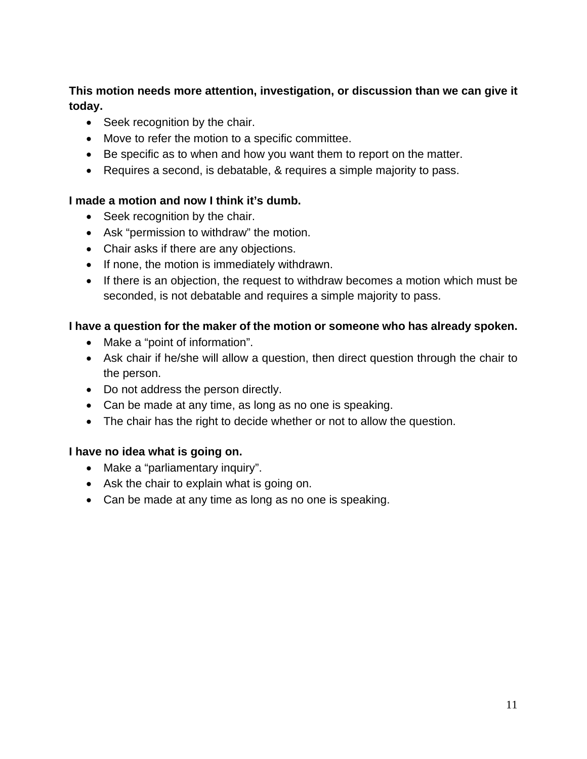**This motion needs more attention, investigation, or discussion than we can give it today.**

- Seek recognition by the chair.
- Move to refer the motion to a specific committee.
- Be specific as to when and how you want them to report on the matter.
- Requires a second, is debatable, & requires a simple majority to pass.

**I made a motion and now I think it's dumb.**

- Seek recognition by the chair.
- Ask "permission to withdraw" the motion.
- Chair asks if there are any objections.
- If none, the motion is immediately withdrawn.
- If there is an objection, the request to withdraw becomes a motion which must be seconded, is not debatable and requires a simple majority to pass.

**I have a question for the maker of the motion or someone who has already spoken.**

- Make a "point of information".
- Ask chair if he/she will allow a question, then direct question through the chair to the person.
- Do not address the person directly.
- Can be made at any time, as long as no one is speaking.
- The chair has the right to decide whether or not to allow the question.

**I have no idea what is going on.**

- Make a "parliamentary inquiry".
- Ask the chair to explain what is going on.
- Can be made at any time as long as no one is speaking.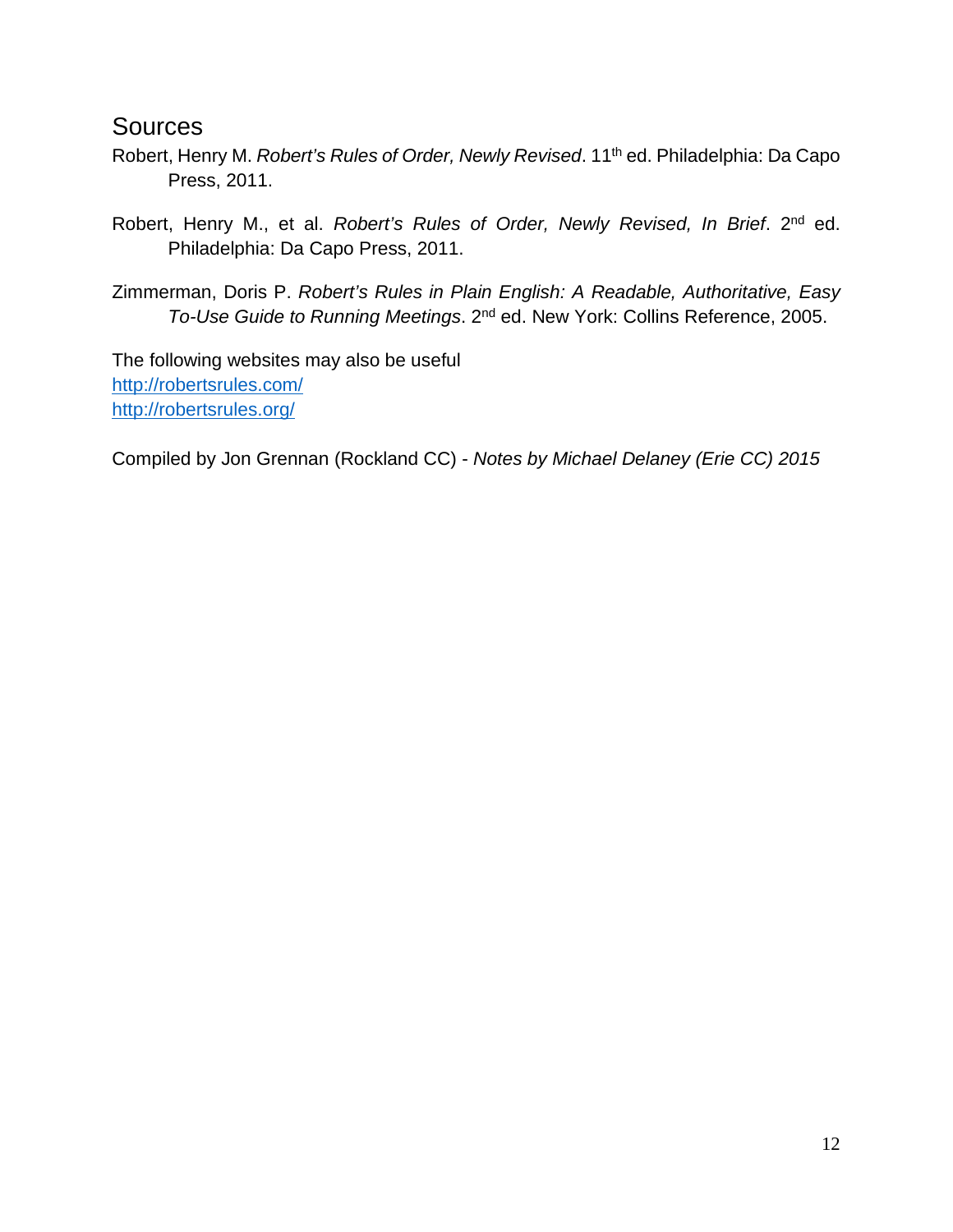## Sources

Robert, Henry M. *Robert's Rules of Order, Newly Revised*. 11th ed. Philadelphia: Da Capo Press, 2011.

Robert, Henry M., et al. *Robert's Rules of Order, Newly Revised, In Brief*. 2nd ed. Philadelphia: Da Capo Press, 2011.

Zimmerman, Doris P. *Robert's Rules in Plain English: A Readable, Authoritative, Easy To-Use Guide to Running Meetings*. 2nd ed. New York: Collins Reference, 2005.

The following websites may also be useful
http://robertsrules.com/
http://robertsrules.org/

Compiled by Jon Grennan (Rockland CC) - *Notes by Michael Delaney (Erie CC) 2015*